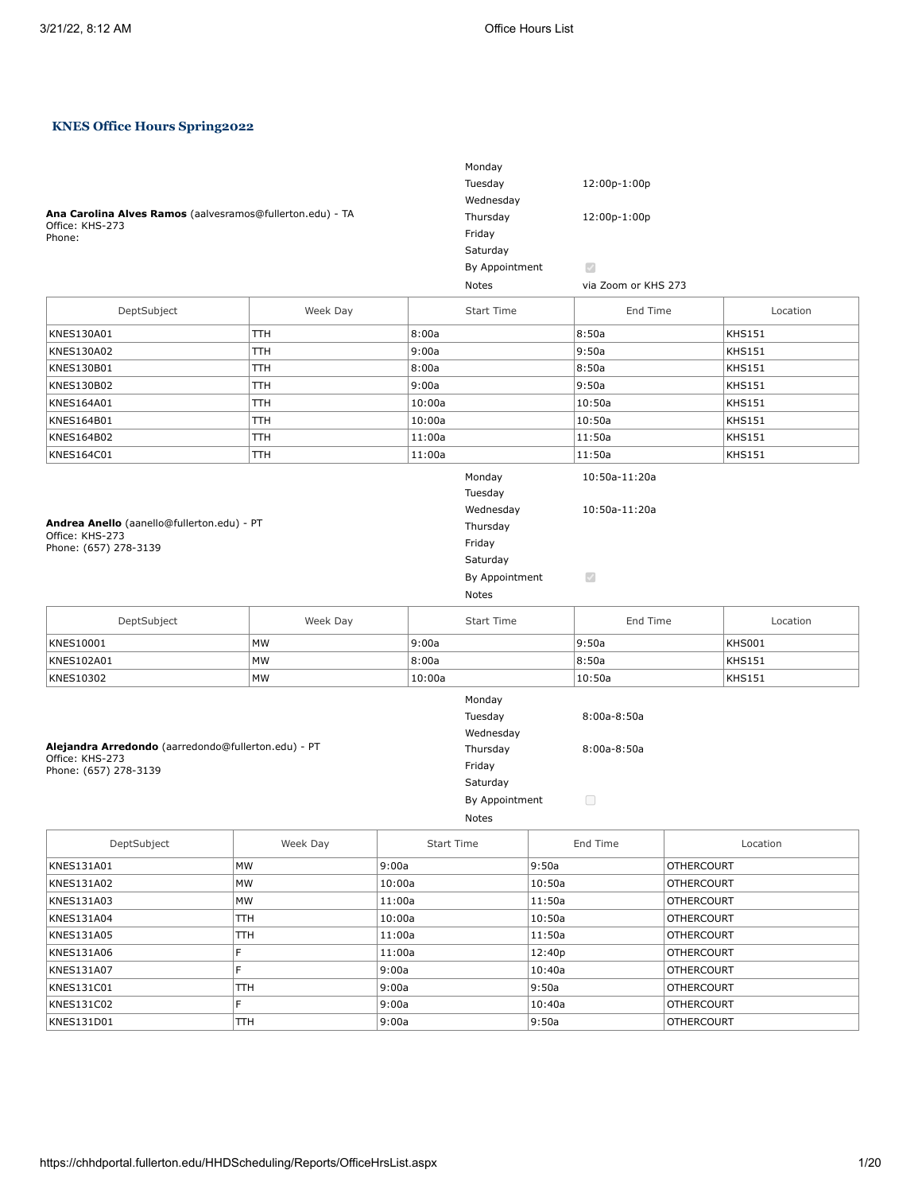## KNES Office Hours Spring2022

**Ana Carolina Alves Ramos** (aalvesramos@fullerton.edu) - TA
Office: KHS-273
Phone:

| Day | Hours |
|---|---|
| Monday | |
| Tuesday | 12:00p-1:00p |
| Wednesday | |
| Thursday | 12:00p-1:00p |
| Friday | |
| Saturday | |
| By Appointment | ☑ |
| Notes | via Zoom or KHS 273 |

| DeptSubject | Week Day | Start Time | End Time | Location |
|---|---|---|---|---|
| KNES130A01 | TTH | 8:00a | 8:50a | KHS151 |
| KNES130A02 | TTH | 9:00a | 9:50a | KHS151 |
| KNES130B01 | TTH | 8:00a | 8:50a | KHS151 |
| KNES130B02 | TTH | 9:00a | 9:50a | KHS151 |
| KNES164A01 | TTH | 10:00a | 10:50a | KHS151 |
| KNES164B01 | TTH | 10:00a | 10:50a | KHS151 |
| KNES164B02 | TTH | 11:00a | 11:50a | KHS151 |
| KNES164C01 | TTH | 11:00a | 11:50a | KHS151 |

**Andrea Anello** (aanello@fullerton.edu) - PT
Office: KHS-273
Phone: (657) 278-3139

| Day | Hours |
|---|---|
| Monday | 10:50a-11:20a |
| Tuesday | |
| Wednesday | 10:50a-11:20a |
| Thursday | |
| Friday | |
| Saturday | |
| By Appointment | ☑ |
| Notes | |

| DeptSubject | Week Day | Start Time | End Time | Location |
|---|---|---|---|---|
| KNES10001 | MW | 9:00a | 9:50a | KHS001 |
| KNES102A01 | MW | 8:00a | 8:50a | KHS151 |
| KNES10302 | MW | 10:00a | 10:50a | KHS151 |

**Alejandra Arredondo** (aarredondo@fullerton.edu) - PT
Office: KHS-273
Phone: (657) 278-3139

| Day | Hours |
|---|---|
| Monday | |
| Tuesday | 8:00a-8:50a |
| Wednesday | |
| Thursday | 8:00a-8:50a |
| Friday | |
| Saturday | |
| By Appointment | ☐ |
| Notes | |

| DeptSubject | Week Day | Start Time | End Time | Location |
|---|---|---|---|---|
| KNES131A01 | MW | 9:00a | 9:50a | OTHERCOURT |
| KNES131A02 | MW | 10:00a | 10:50a | OTHERCOURT |
| KNES131A03 | MW | 11:00a | 11:50a | OTHERCOURT |
| KNES131A04 | TTH | 10:00a | 10:50a | OTHERCOURT |
| KNES131A05 | TTH | 11:00a | 11:50a | OTHERCOURT |
| KNES131A06 | F | 11:00a | 12:40p | OTHERCOURT |
| KNES131A07 | F | 9:00a | 10:40a | OTHERCOURT |
| KNES131C01 | TTH | 9:00a | 9:50a | OTHERCOURT |
| KNES131C02 | F | 9:00a | 10:40a | OTHERCOURT |
| KNES131D01 | TTH | 9:00a | 9:50a | OTHERCOURT |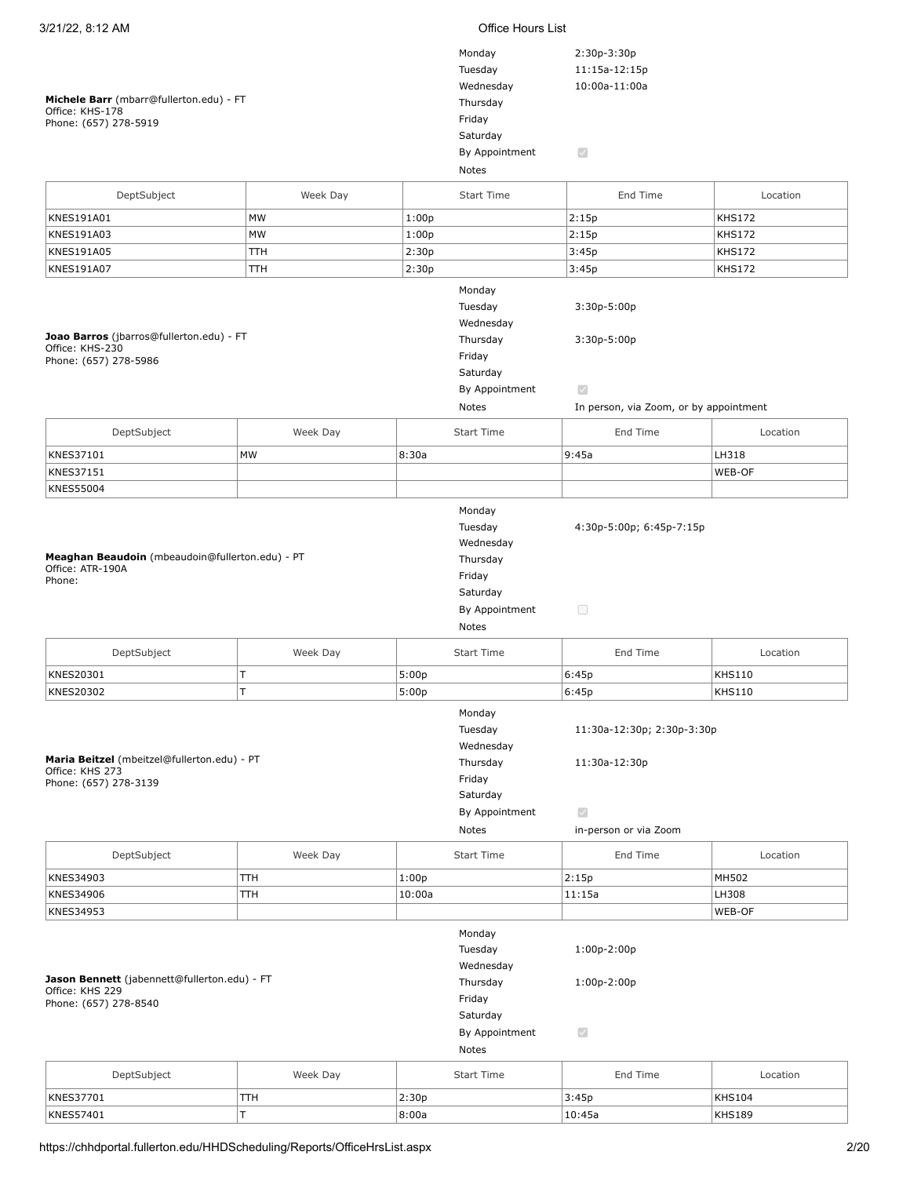**Michele Barr** (mbarr@fullerton.edu) - FT
Office: KHS-178
Phone: (657) 278-5919

| | |
|---|---|
| Monday | 2:30p-3:30p |
| Tuesday | 11:15a-12:15p |
| Wednesday | 10:00a-11:00a |
| Thursday | |
| Friday | |
| Saturday | |
| By Appointment | ☑ |
| Notes | |

| DeptSubject | Week Day | Start Time | End Time | Location |
|---|---|---|---|---|
| KNES191A01 | MW | 1:00p | 2:15p | KHS172 |
| KNES191A03 | MW | 1:00p | 2:15p | KHS172 |
| KNES191A05 | TTH | 2:30p | 3:45p | KHS172 |
| KNES191A07 | TTH | 2:30p | 3:45p | KHS172 |

**Joao Barros** (jbarros@fullerton.edu) - FT
Office: KHS-230
Phone: (657) 278-5986

| | |
|---|---|
| Monday | |
| Tuesday | 3:30p-5:00p |
| Wednesday | |
| Thursday | 3:30p-5:00p |
| Friday | |
| Saturday | |
| By Appointment | ☑ |
| Notes | In person, via Zoom, or by appointment |

| DeptSubject | Week Day | Start Time | End Time | Location |
|---|---|---|---|---|
| KNES37101 | MW | 8:30a | 9:45a | LH318 |
| KNES37151 | | | | WEB-OF |
| KNES55004 | | | | |

**Meaghan Beaudoin** (mbeaudoin@fullerton.edu) - PT
Office: ATR-190A
Phone:

| | |
|---|---|
| Monday | |
| Tuesday | 4:30p-5:00p; 6:45p-7:15p |
| Wednesday | |
| Thursday | |
| Friday | |
| Saturday | |
| By Appointment | ☐ |
| Notes | |

| DeptSubject | Week Day | Start Time | End Time | Location |
|---|---|---|---|---|
| KNES20301 | T | 5:00p | 6:45p | KHS110 |
| KNES20302 | T | 5:00p | 6:45p | KHS110 |

**Maria Beitzel** (mbeitzel@fullerton.edu) - PT
Office: KHS 273
Phone: (657) 278-3139

| | |
|---|---|
| Monday | |
| Tuesday | 11:30a-12:30p; 2:30p-3:30p |
| Wednesday | |
| Thursday | 11:30a-12:30p |
| Friday | |
| Saturday | |
| By Appointment | ☑ |
| Notes | in-person or via Zoom |

| DeptSubject | Week Day | Start Time | End Time | Location |
|---|---|---|---|---|
| KNES34903 | TTH | 1:00p | 2:15p | MH502 |
| KNES34906 | TTH | 10:00a | 11:15a | LH308 |
| KNES34953 | | | | WEB-OF |

**Jason Bennett** (jabennett@fullerton.edu) - FT
Office: KHS 229
Phone: (657) 278-8540

| | |
|---|---|
| Monday | |
| Tuesday | 1:00p-2:00p |
| Wednesday | |
| Thursday | 1:00p-2:00p |
| Friday | |
| Saturday | |
| By Appointment | ☑ |
| Notes | |

| DeptSubject | Week Day | Start Time | End Time | Location |
|---|---|---|---|---|
| KNES37701 | TTH | 2:30p | 3:45p | KHS104 |
| KNES57401 | T | 8:00a | 10:45a | KHS189 |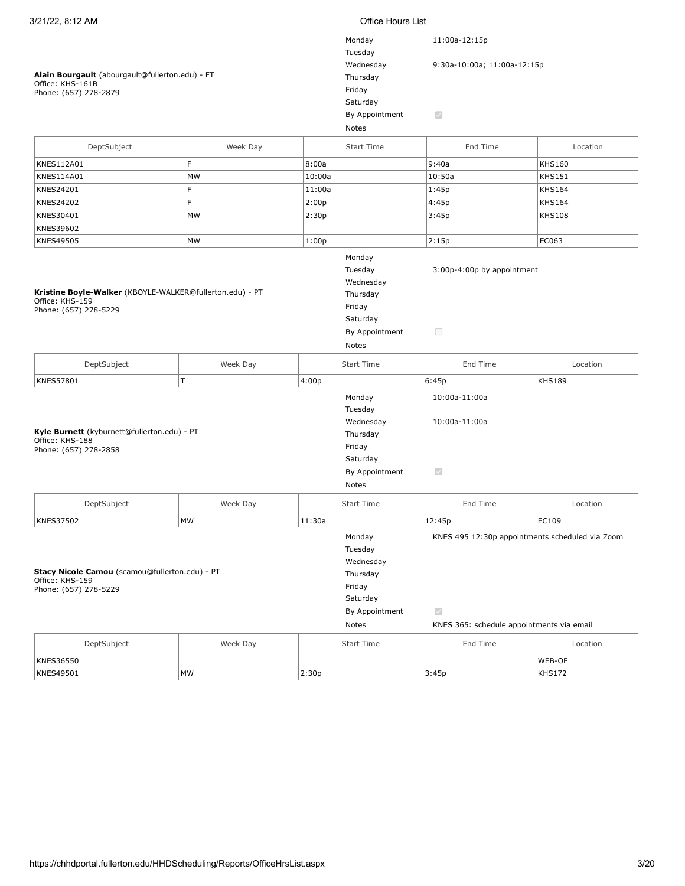**Alain Bourgault** (abourgault@fullerton.edu) - FT
Office: KHS-161B
Phone: (657) 278-2879

| Day | Hours |
|---|---|
| Monday | 11:00a-12:15p |
| Tuesday | |
| Wednesday | 9:30a-10:00a; 11:00a-12:15p |
| Thursday | |
| Friday | |
| Saturday | |
| By Appointment | ☑ |
| Notes | |

| DeptSubject | Week Day | Start Time | End Time | Location |
|---|---|---|---|---|
| KNES112A01 | F | 8:00a | 9:40a | KHS160 |
| KNES114A01 | MW | 10:00a | 10:50a | KHS151 |
| KNES24201 | F | 11:00a | 1:45p | KHS164 |
| KNES24202 | F | 2:00p | 4:45p | KHS164 |
| KNES30401 | MW | 2:30p | 3:45p | KHS108 |
| KNES39602 | | | | |
| KNES49505 | MW | 1:00p | 2:15p | EC063 |

**Kristine Boyle-Walker** (KBOYLE-WALKER@fullerton.edu) - PT
Office: KHS-159
Phone: (657) 278-5229

| Day | Hours |
|---|---|
| Monday | |
| Tuesday | 3:00p-4:00p by appointment |
| Wednesday | |
| Thursday | |
| Friday | |
| Saturday | |
| By Appointment | ☐ |
| Notes | |

| DeptSubject | Week Day | Start Time | End Time | Location |
|---|---|---|---|---|
| KNES57801 | T | 4:00p | 6:45p | KHS189 |

**Kyle Burnett** (kyburnett@fullerton.edu) - PT
Office: KHS-188
Phone: (657) 278-2858

| Day | Hours |
|---|---|
| Monday | 10:00a-11:00a |
| Tuesday | |
| Wednesday | 10:00a-11:00a |
| Thursday | |
| Friday | |
| Saturday | |
| By Appointment | ☑ |
| Notes | |

| DeptSubject | Week Day | Start Time | End Time | Location |
|---|---|---|---|---|
| KNES37502 | MW | 11:30a | 12:45p | EC109 |

**Stacy Nicole Camou** (scamou@fullerton.edu) - PT
Office: KHS-159
Phone: (657) 278-5229

| Day | Hours |
|---|---|
| Monday | KNES 495 12:30p appointments scheduled via Zoom |
| Tuesday | |
| Wednesday | |
| Thursday | |
| Friday | |
| Saturday | |
| By Appointment | ☑ |
| Notes | KNES 365: schedule appointments via email |

| DeptSubject | Week Day | Start Time | End Time | Location |
|---|---|---|---|---|
| KNES36550 | | | | WEB-OF |
| KNES49501 | MW | 2:30p | 3:45p | KHS172 |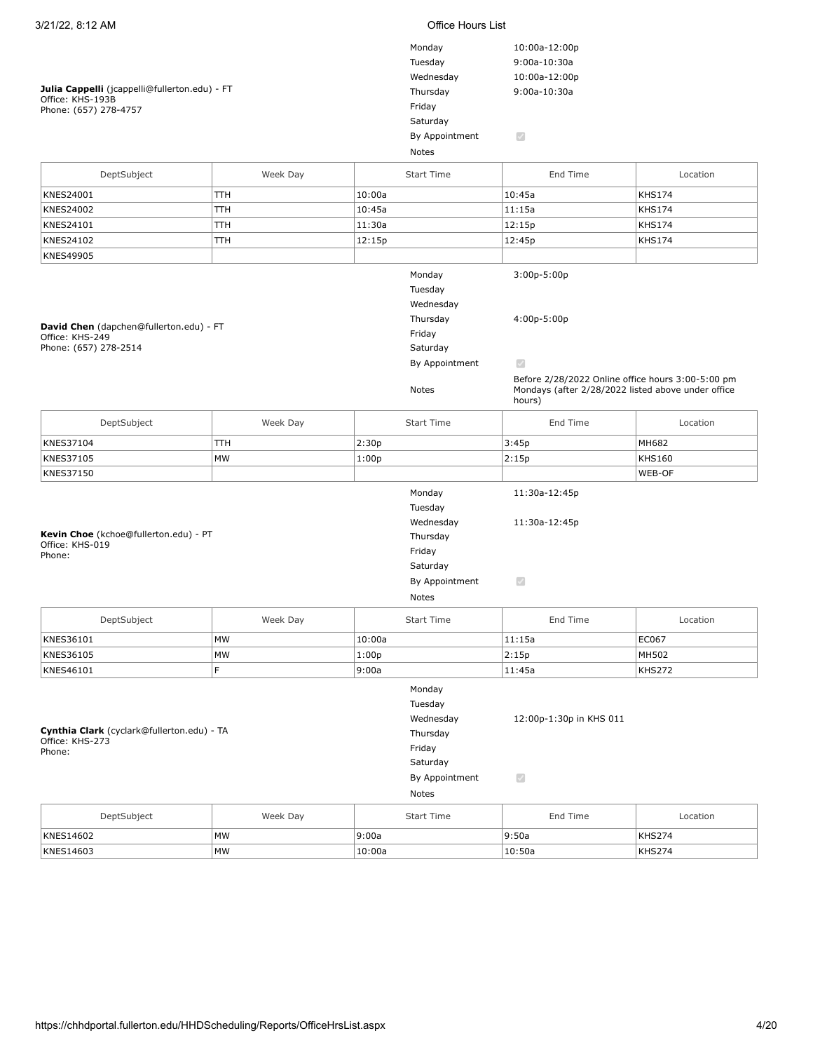**Julia Cappelli** (jcappelli@fullerton.edu) - FT
Office: KHS-193B
Phone: (657) 278-4757

| | |
|---|---|
| Monday | 10:00a-12:00p |
| Tuesday | 9:00a-10:30a |
| Wednesday | 10:00a-12:00p |
| Thursday | 9:00a-10:30a |
| Friday | |
| Saturday | |
| By Appointment | ☑ |
| Notes | |

| DeptSubject | Week Day | Start Time | End Time | Location |
|---|---|---|---|---|
| KNES24001 | TTH | 10:00a | 10:45a | KHS174 |
| KNES24002 | TTH | 10:45a | 11:15a | KHS174 |
| KNES24101 | TTH | 11:30a | 12:15p | KHS174 |
| KNES24102 | TTH | 12:15p | 12:45p | KHS174 |
| KNES49905 | | | | |

**David Chen** (dapchen@fullerton.edu) - FT
Office: KHS-249
Phone: (657) 278-2514

| | |
|---|---|
| Monday | 3:00p-5:00p |
| Tuesday | |
| Wednesday | |
| Thursday | 4:00p-5:00p |
| Friday | |
| Saturday | |
| By Appointment | ☑ |
| Notes | Before 2/28/2022 Online office hours 3:00-5:00 pm Mondays (after 2/28/2022 listed above under office hours) |

| DeptSubject | Week Day | Start Time | End Time | Location |
|---|---|---|---|---|
| KNES37104 | TTH | 2:30p | 3:45p | MH682 |
| KNES37105 | MW | 1:00p | 2:15p | KHS160 |
| KNES37150 | | | | WEB-OF |

**Kevin Choe** (kchoe@fullerton.edu) - PT
Office: KHS-019
Phone:

| | |
|---|---|
| Monday | 11:30a-12:45p |
| Tuesday | |
| Wednesday | 11:30a-12:45p |
| Thursday | |
| Friday | |
| Saturday | |
| By Appointment | ☑ |
| Notes | |

| DeptSubject | Week Day | Start Time | End Time | Location |
|---|---|---|---|---|
| KNES36101 | MW | 10:00a | 11:15a | EC067 |
| KNES36105 | MW | 1:00p | 2:15p | MH502 |
| KNES46101 | F | 9:00a | 11:45a | KHS272 |

**Cynthia Clark** (cyclark@fullerton.edu) - TA
Office: KHS-273
Phone:

| | |
|---|---|
| Monday | |
| Tuesday | |
| Wednesday | 12:00p-1:30p in KHS 011 |
| Thursday | |
| Friday | |
| Saturday | |
| By Appointment | ☑ |
| Notes | |

| DeptSubject | Week Day | Start Time | End Time | Location |
|---|---|---|---|---|
| KNES14602 | MW | 9:00a | 9:50a | KHS274 |
| KNES14603 | MW | 10:00a | 10:50a | KHS274 |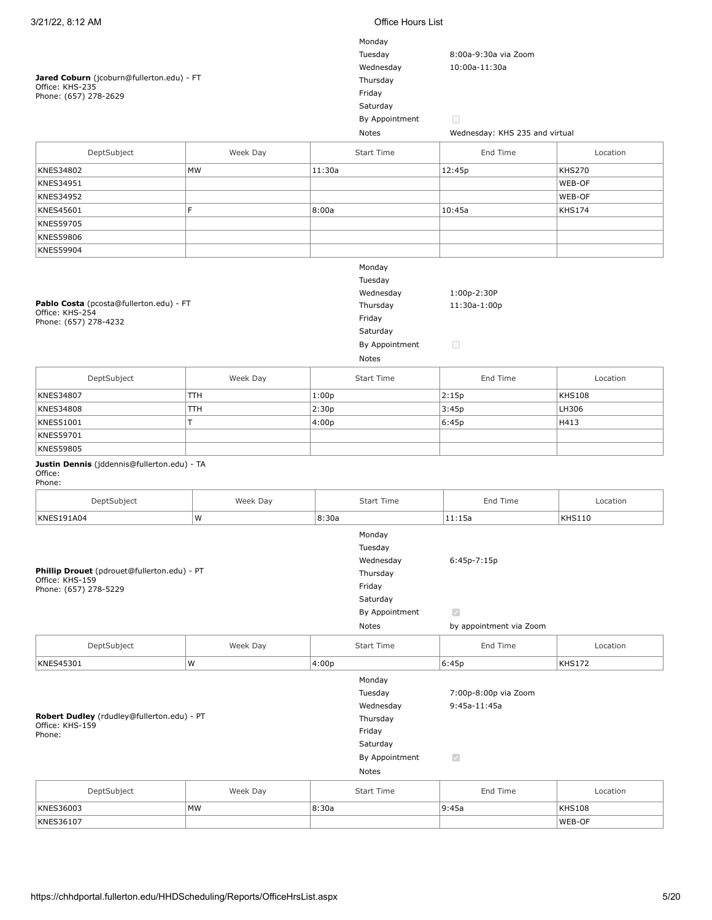**Jared Coburn** (jcoburn@fullerton.edu) - FT
Office: KHS-235
Phone: (657) 278-2629

| | |
|---|---|
| Monday | |
| Tuesday | 8:00a-9:30a via Zoom |
| Wednesday | 10:00a-11:30a |
| Thursday | |
| Friday | |
| Saturday | |
| By Appointment | ☐ |
| Notes | Wednesday: KHS 235 and virtual |

| DeptSubject | Week Day | Start Time | End Time | Location |
|---|---|---|---|---|
| KNES34802 | MW | 11:30a | 12:45p | KHS270 |
| KNES34951 | | | | WEB-OF |
| KNES34952 | | | | WEB-OF |
| KNES45601 | F | 8:00a | 10:45a | KHS174 |
| KNES59705 | | | | |
| KNES59806 | | | | |
| KNES59904 | | | | |

**Pablo Costa** (pcosta@fullerton.edu) - FT
Office: KHS-254
Phone: (657) 278-4232

| | |
|---|---|
| Monday | |
| Tuesday | |
| Wednesday | 1:00p-2:30P |
| Thursday | 11:30a-1:00p |
| Friday | |
| Saturday | |
| By Appointment | ☐ |
| Notes | |

| DeptSubject | Week Day | Start Time | End Time | Location |
|---|---|---|---|---|
| KNES34807 | TTH | 1:00p | 2:15p | KHS108 |
| KNES34808 | TTH | 2:30p | 3:45p | LH306 |
| KNES51001 | T | 4:00p | 6:45p | H413 |
| KNES59701 | | | | |
| KNES59805 | | | | |

**Justin Dennis** (jddennis@fullerton.edu) - TA
Office:
Phone:

| DeptSubject | Week Day | Start Time | End Time | Location |
|---|---|---|---|---|
| KNES191A04 | W | 8:30a | 11:15a | KHS110 |

**Phillip Drouet** (pdrouet@fullerton.edu) - PT
Office: KHS-159
Phone: (657) 278-5229

| | |
|---|---|
| Monday | |
| Tuesday | |
| Wednesday | 6:45p-7:15p |
| Thursday | |
| Friday | |
| Saturday | |
| By Appointment | ☑ |
| Notes | by appointment via Zoom |

| DeptSubject | Week Day | Start Time | End Time | Location |
|---|---|---|---|---|
| KNES45301 | W | 4:00p | 6:45p | KHS172 |

**Robert Dudley** (rdudley@fullerton.edu) - PT
Office: KHS-159
Phone:

| | |
|---|---|
| Monday | |
| Tuesday | 7:00p-8:00p via Zoom |
| Wednesday | 9:45a-11:45a |
| Thursday | |
| Friday | |
| Saturday | |
| By Appointment | ☑ |
| Notes | |

| DeptSubject | Week Day | Start Time | End Time | Location |
|---|---|---|---|---|
| KNES36003 | MW | 8:30a | 9:45a | KHS108 |
| KNES36107 | | | | WEB-OF |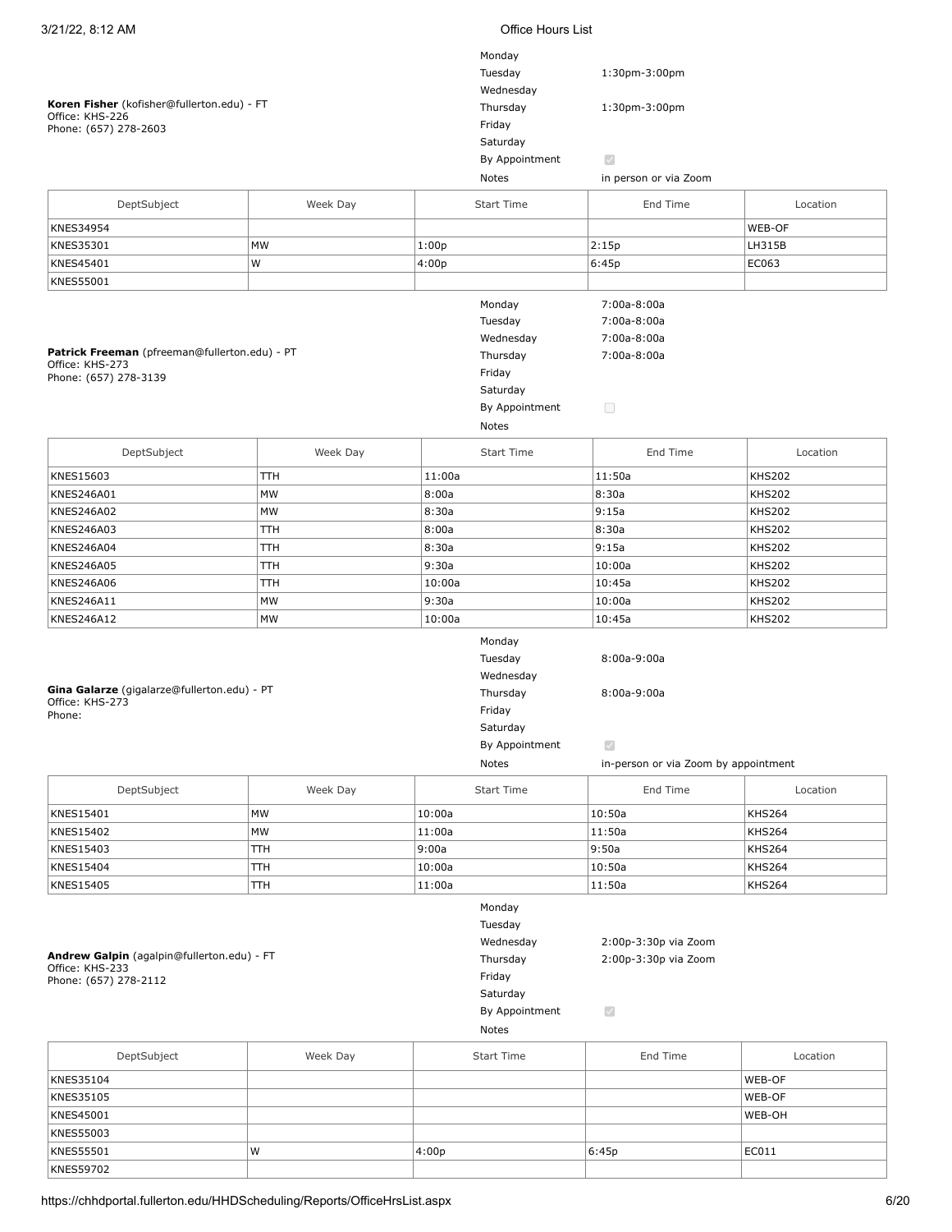**Koren Fisher** (kofisher@fullerton.edu) - FT
Office: KHS-226
Phone: (657) 278-2603

| | |
|---|---|
| Monday | |
| Tuesday | 1:30pm-3:00pm |
| Wednesday | |
| Thursday | 1:30pm-3:00pm |
| Friday | |
| Saturday | |
| By Appointment | ☑ |
| Notes | in person or via Zoom |

| DeptSubject | Week Day | Start Time | End Time | Location |
|---|---|---|---|---|
| KNES34954 | | | | WEB-OF |
| KNES35301 | MW | 1:00p | 2:15p | LH315B |
| KNES45401 | W | 4:00p | 6:45p | EC063 |
| KNES55001 | | | | |

**Patrick Freeman** (pfreeman@fullerton.edu) - PT
Office: KHS-273
Phone: (657) 278-3139

| | |
|---|---|
| Monday | 7:00a-8:00a |
| Tuesday | 7:00a-8:00a |
| Wednesday | 7:00a-8:00a |
| Thursday | 7:00a-8:00a |
| Friday | |
| Saturday | |
| By Appointment | ☐ |
| Notes | |

| DeptSubject | Week Day | Start Time | End Time | Location |
|---|---|---|---|---|
| KNES15603 | TTH | 11:00a | 11:50a | KHS202 |
| KNES246A01 | MW | 8:00a | 8:30a | KHS202 |
| KNES246A02 | MW | 8:30a | 9:15a | KHS202 |
| KNES246A03 | TTH | 8:00a | 8:30a | KHS202 |
| KNES246A04 | TTH | 8:30a | 9:15a | KHS202 |
| KNES246A05 | TTH | 9:30a | 10:00a | KHS202 |
| KNES246A06 | TTH | 10:00a | 10:45a | KHS202 |
| KNES246A11 | MW | 9:30a | 10:00a | KHS202 |
| KNES246A12 | MW | 10:00a | 10:45a | KHS202 |

**Gina Galarze** (gigalarze@fullerton.edu) - PT
Office: KHS-273
Phone:

| | |
|---|---|
| Monday | |
| Tuesday | 8:00a-9:00a |
| Wednesday | |
| Thursday | 8:00a-9:00a |
| Friday | |
| Saturday | |
| By Appointment | ☑ |
| Notes | in-person or via Zoom by appointment |

| DeptSubject | Week Day | Start Time | End Time | Location |
|---|---|---|---|---|
| KNES15401 | MW | 10:00a | 10:50a | KHS264 |
| KNES15402 | MW | 11:00a | 11:50a | KHS264 |
| KNES15403 | TTH | 9:00a | 9:50a | KHS264 |
| KNES15404 | TTH | 10:00a | 10:50a | KHS264 |
| KNES15405 | TTH | 11:00a | 11:50a | KHS264 |

**Andrew Galpin** (agalpin@fullerton.edu) - FT
Office: KHS-233
Phone: (657) 278-2112

| | |
|---|---|
| Monday | |
| Tuesday | |
| Wednesday | 2:00p-3:30p via Zoom |
| Thursday | 2:00p-3:30p via Zoom |
| Friday | |
| Saturday | |
| By Appointment | ☑ |
| Notes | |

| DeptSubject | Week Day | Start Time | End Time | Location |
|---|---|---|---|---|
| KNES35104 | | | | WEB-OF |
| KNES35105 | | | | WEB-OF |
| KNES45001 | | | | WEB-OH |
| KNES55003 | | | | |
| KNES55501 | W | 4:00p | 6:45p | EC011 |
| KNES59702 | | | | |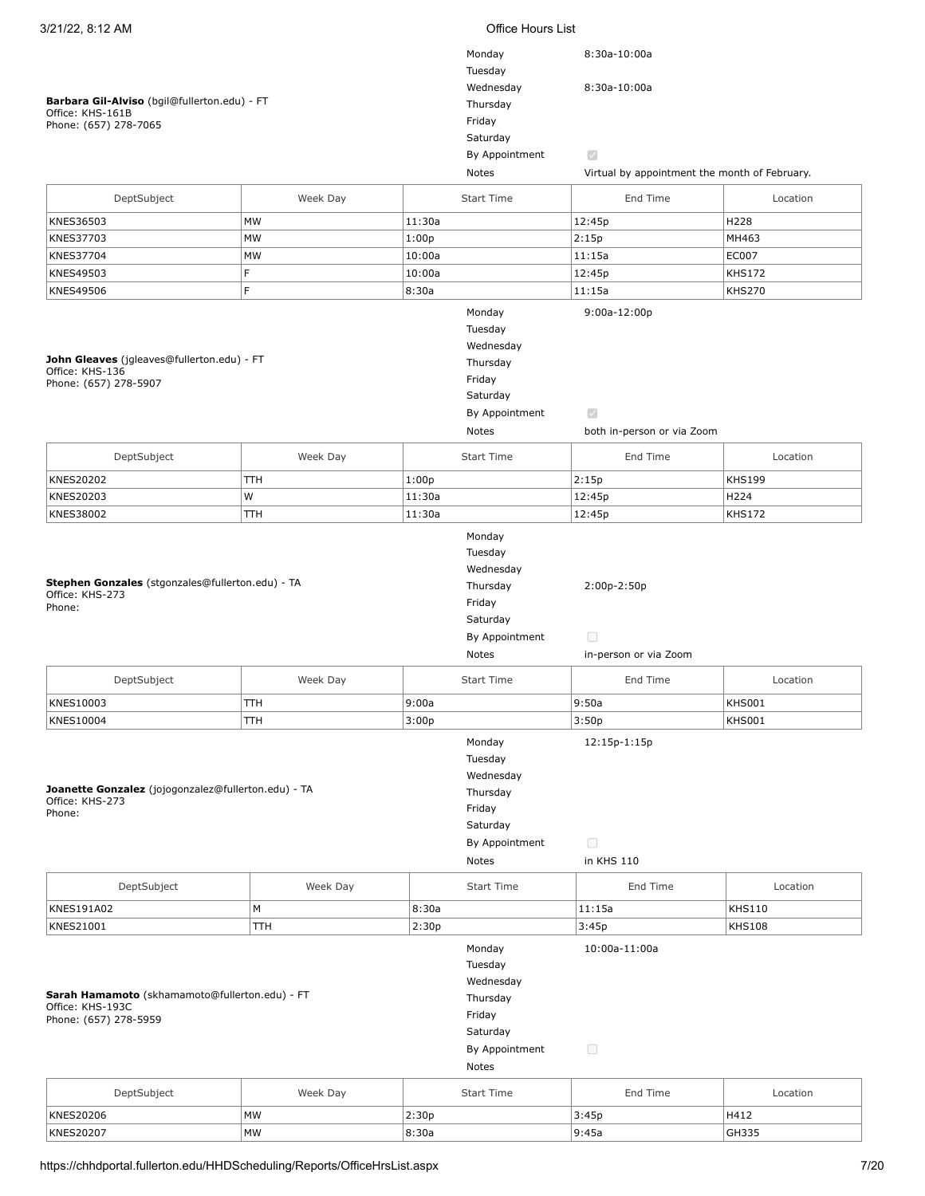**Barbara Gil-Alviso** (bgil@fullerton.edu) - FT
Office: KHS-161B
Phone: (657) 278-7065

| | |
|---|---|
| Monday | 8:30a-10:00a |
| Tuesday | |
| Wednesday | 8:30a-10:00a |
| Thursday | |
| Friday | |
| Saturday | |
| By Appointment | ☑ |
| Notes | Virtual by appointment the month of February. |

| DeptSubject | Week Day | Start Time | End Time | Location |
|---|---|---|---|---|
| KNES36503 | MW | 11:30a | 12:45p | H228 |
| KNES37703 | MW | 1:00p | 2:15p | MH463 |
| KNES37704 | MW | 10:00a | 11:15a | EC007 |
| KNES49503 | F | 10:00a | 12:45p | KHS172 |
| KNES49506 | F | 8:30a | 11:15a | KHS270 |

**John Gleaves** (jgleaves@fullerton.edu) - FT
Office: KHS-136
Phone: (657) 278-5907

| | |
|---|---|
| Monday | 9:00a-12:00p |
| Tuesday | |
| Wednesday | |
| Thursday | |
| Friday | |
| Saturday | |
| By Appointment | ☑ |
| Notes | both in-person or via Zoom |

| DeptSubject | Week Day | Start Time | End Time | Location |
|---|---|---|---|---|
| KNES20202 | TTH | 1:00p | 2:15p | KHS199 |
| KNES20203 | W | 11:30a | 12:45p | H224 |
| KNES38002 | TTH | 11:30a | 12:45p | KHS172 |

**Stephen Gonzales** (stgonzales@fullerton.edu) - TA
Office: KHS-273
Phone:

| | |
|---|---|
| Monday | |
| Tuesday | |
| Wednesday | |
| Thursday | 2:00p-2:50p |
| Friday | |
| Saturday | |
| By Appointment | ☐ |
| Notes | in-person or via Zoom |

| DeptSubject | Week Day | Start Time | End Time | Location |
|---|---|---|---|---|
| KNES10003 | TTH | 9:00a | 9:50a | KHS001 |
| KNES10004 | TTH | 3:00p | 3:50p | KHS001 |

**Joanette Gonzalez** (jojogonzalez@fullerton.edu) - TA
Office: KHS-273
Phone:

| | |
|---|---|
| Monday | 12:15p-1:15p |
| Tuesday | |
| Wednesday | |
| Thursday | |
| Friday | |
| Saturday | |
| By Appointment | ☐ |
| Notes | in KHS 110 |

| DeptSubject | Week Day | Start Time | End Time | Location |
|---|---|---|---|---|
| KNES191A02 | M | 8:30a | 11:15a | KHS110 |
| KNES21001 | TTH | 2:30p | 3:45p | KHS108 |

**Sarah Hamamoto** (skhamamoto@fullerton.edu) - FT
Office: KHS-193C
Phone: (657) 278-5959

| | |
|---|---|
| Monday | 10:00a-11:00a |
| Tuesday | |
| Wednesday | |
| Thursday | |
| Friday | |
| Saturday | |
| By Appointment | ☐ |
| Notes | |

| DeptSubject | Week Day | Start Time | End Time | Location |
|---|---|---|---|---|
| KNES20206 | MW | 2:30p | 3:45p | H412 |
| KNES20207 | MW | 8:30a | 9:45a | GH335 |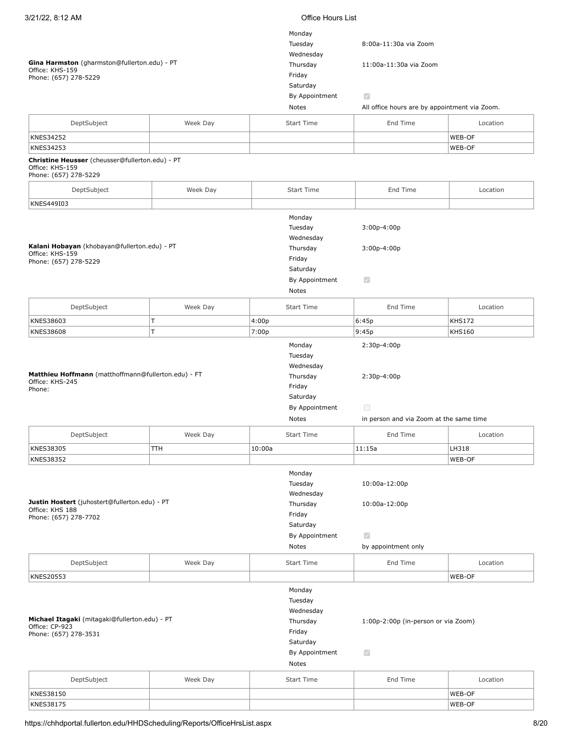**Gina Harmston** (gharmston@fullerton.edu) - PT
Office: KHS-159
Phone: (657) 278-5229

| | |
|---|---|
| Monday | |
| Tuesday | 8:00a-11:30a via Zoom |
| Wednesday | |
| Thursday | 11:00a-11:30a via Zoom |
| Friday | |
| Saturday | |
| By Appointment | ☑ |
| Notes | All office hours are by appointment via Zoom. |

| DeptSubject | Week Day | Start Time | End Time | Location |
|---|---|---|---|---|
| KNES34252 | | | | WEB-OF |
| KNES34253 | | | | WEB-OF |

**Christine Heusser** (cheusser@fullerton.edu) - PT
Office: KHS-159
Phone: (657) 278-5229

| DeptSubject | Week Day | Start Time | End Time | Location |
|---|---|---|---|---|
| KNES449I03 | | | | |

**Kalani Hobayan** (khobayan@fullerton.edu) - PT
Office: KHS-159
Phone: (657) 278-5229

| | |
|---|---|
| Monday | |
| Tuesday | 3:00p-4:00p |
| Wednesday | |
| Thursday | 3:00p-4:00p |
| Friday | |
| Saturday | |
| By Appointment | ☑ |
| Notes | |

| DeptSubject | Week Day | Start Time | End Time | Location |
|---|---|---|---|---|
| KNES38603 | T | 4:00p | 6:45p | KHS172 |
| KNES38608 | T | 7:00p | 9:45p | KHS160 |

**Matthieu Hoffmann** (matthoffmann@fullerton.edu) - FT
Office: KHS-245
Phone:

| | |
|---|---|
| Monday | 2:30p-4:00p |
| Tuesday | |
| Wednesday | |
| Thursday | 2:30p-4:00p |
| Friday | |
| Saturday | |
| By Appointment | ☐ |
| Notes | in person and via Zoom at the same time |

| DeptSubject | Week Day | Start Time | End Time | Location |
|---|---|---|---|---|
| KNES38305 | TTH | 10:00a | 11:15a | LH318 |
| KNES38352 | | | | WEB-OF |

**Justin Hostert** (juhostert@fullerton.edu) - PT
Office: KHS 188
Phone: (657) 278-7702

| | |
|---|---|
| Monday | |
| Tuesday | 10:00a-12:00p |
| Wednesday | |
| Thursday | 10:00a-12:00p |
| Friday | |
| Saturday | |
| By Appointment | ☑ |
| Notes | by appointment only |

| DeptSubject | Week Day | Start Time | End Time | Location |
|---|---|---|---|---|
| KNES20553 | | | | WEB-OF |

**Michael Itagaki** (mitagaki@fullerton.edu) - PT
Office: CP-923
Phone: (657) 278-3531

| | |
|---|---|
| Monday | |
| Tuesday | |
| Wednesday | |
| Thursday | 1:00p-2:00p (in-person or via Zoom) |
| Friday | |
| Saturday | |
| By Appointment | ☑ |
| Notes | |

| DeptSubject | Week Day | Start Time | End Time | Location |
|---|---|---|---|---|
| KNES38150 | | | | WEB-OF |
| KNES38175 | | | | WEB-OF |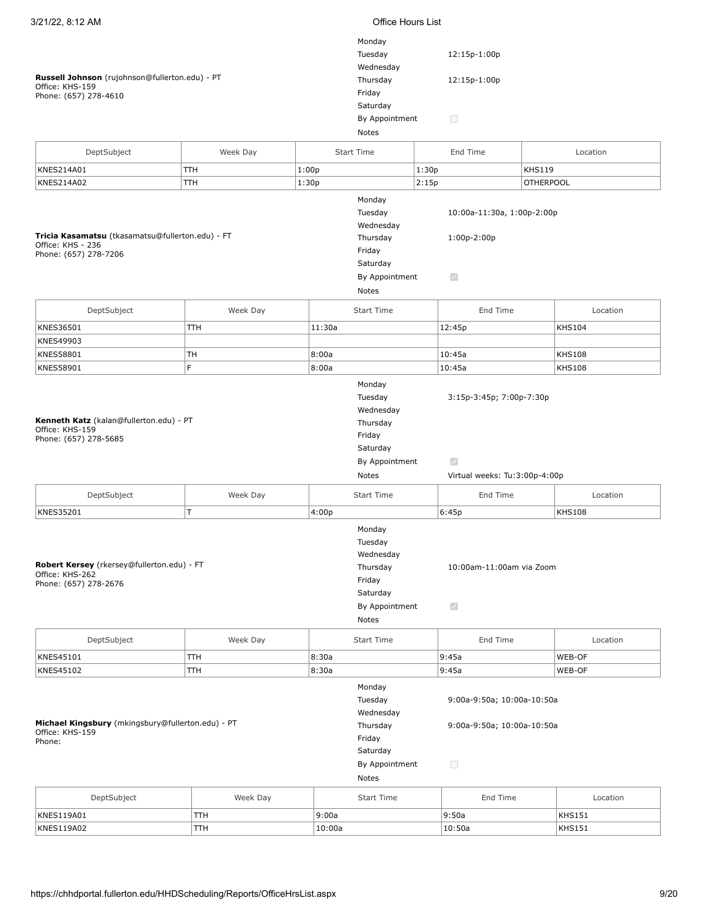**Russell Johnson** (rujohnson@fullerton.edu) - PT
Office: KHS-159
Phone: (657) 278-4610

| | |
|---|---|
| Monday | |
| Tuesday | 12:15p-1:00p |
| Wednesday | |
| Thursday | 12:15p-1:00p |
| Friday | |
| Saturday | |
| By Appointment | ☐ |
| Notes | |

| DeptSubject | Week Day | Start Time | End Time | Location |
|---|---|---|---|---|
| KNES214A01 | TTH | 1:00p | 1:30p | KHS119 |
| KNES214A02 | TTH | 1:30p | 2:15p | OTHERPOOL |

**Tricia Kasamatsu** (tkasamatsu@fullerton.edu) - FT
Office: KHS - 236
Phone: (657) 278-7206

| | |
|---|---|
| Monday | |
| Tuesday | 10:00a-11:30a, 1:00p-2:00p |
| Wednesday | |
| Thursday | 1:00p-2:00p |
| Friday | |
| Saturday | |
| By Appointment | ☑ |
| Notes | |

| DeptSubject | Week Day | Start Time | End Time | Location |
|---|---|---|---|---|
| KNES36501 | TTH | 11:30a | 12:45p | KHS104 |
| KNES49903 | | | | |
| KNES58801 | TH | 8:00a | 10:45a | KHS108 |
| KNES58901 | F | 8:00a | 10:45a | KHS108 |

**Kenneth Katz** (kalan@fullerton.edu) - PT
Office: KHS-159
Phone: (657) 278-5685

| | |
|---|---|
| Monday | |
| Tuesday | 3:15p-3:45p; 7:00p-7:30p |
| Wednesday | |
| Thursday | |
| Friday | |
| Saturday | |
| By Appointment | ☑ |
| Notes | Virtual weeks: Tu:3:00p-4:00p |

| DeptSubject | Week Day | Start Time | End Time | Location |
|---|---|---|---|---|
| KNES35201 | T | 4:00p | 6:45p | KHS108 |

**Robert Kersey** (rkersey@fullerton.edu) - FT
Office: KHS-262
Phone: (657) 278-2676

| | |
|---|---|
| Monday | |
| Tuesday | |
| Wednesday | |
| Thursday | 10:00am-11:00am via Zoom |
| Friday | |
| Saturday | |
| By Appointment | ☑ |
| Notes | |

| DeptSubject | Week Day | Start Time | End Time | Location |
|---|---|---|---|---|
| KNES45101 | TTH | 8:30a | 9:45a | WEB-OF |
| KNES45102 | TTH | 8:30a | 9:45a | WEB-OF |

**Michael Kingsbury** (mkingsbury@fullerton.edu) - PT
Office: KHS-159
Phone:

| | |
|---|---|
| Monday | |
| Tuesday | 9:00a-9:50a; 10:00a-10:50a |
| Wednesday | |
| Thursday | 9:00a-9:50a; 10:00a-10:50a |
| Friday | |
| Saturday | |
| By Appointment | ☐ |
| Notes | |

| DeptSubject | Week Day | Start Time | End Time | Location |
|---|---|---|---|---|
| KNES119A01 | TTH | 9:00a | 9:50a | KHS151 |
| KNES119A02 | TTH | 10:00a | 10:50a | KHS151 |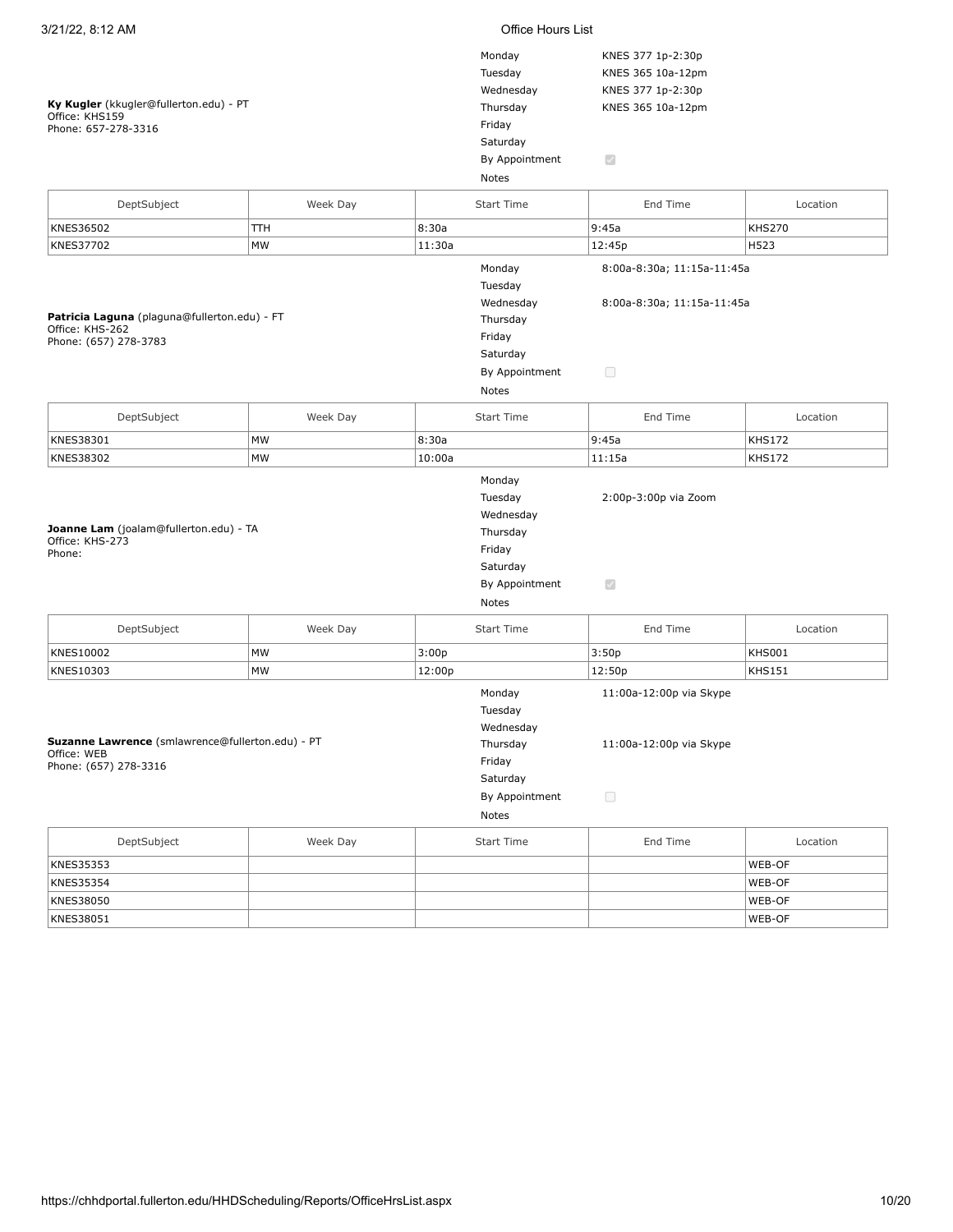**Ky Kugler** (kkugler@fullerton.edu) - PT
Office: KHS159
Phone: 657-278-3316

| | |
|---|---|
| Monday | KNES 377 1p-2:30p |
| Tuesday | KNES 365 10a-12pm |
| Wednesday | KNES 377 1p-2:30p |
| Thursday | KNES 365 10a-12pm |
| Friday | |
| Saturday | |
| By Appointment | ☑ |
| Notes | |

| DeptSubject | Week Day | Start Time | End Time | Location |
|---|---|---|---|---|
| KNES36502 | TTH | 8:30a | 9:45a | KHS270 |
| KNES37702 | MW | 11:30a | 12:45p | H523 |

**Patricia Laguna** (plaguna@fullerton.edu) - FT
Office: KHS-262
Phone: (657) 278-3783

| | |
|---|---|
| Monday | 8:00a-8:30a; 11:15a-11:45a |
| Tuesday | |
| Wednesday | 8:00a-8:30a; 11:15a-11:45a |
| Thursday | |
| Friday | |
| Saturday | |
| By Appointment | ☐ |
| Notes | |

| DeptSubject | Week Day | Start Time | End Time | Location |
|---|---|---|---|---|
| KNES38301 | MW | 8:30a | 9:45a | KHS172 |
| KNES38302 | MW | 10:00a | 11:15a | KHS172 |

**Joanne Lam** (joalam@fullerton.edu) - TA
Office: KHS-273
Phone:

| | |
|---|---|
| Monday | |
| Tuesday | 2:00p-3:00p via Zoom |
| Wednesday | |
| Thursday | |
| Friday | |
| Saturday | |
| By Appointment | ☑ |
| Notes | |

| DeptSubject | Week Day | Start Time | End Time | Location |
|---|---|---|---|---|
| KNES10002 | MW | 3:00p | 3:50p | KHS001 |
| KNES10303 | MW | 12:00p | 12:50p | KHS151 |

**Suzanne Lawrence** (smlawrence@fullerton.edu) - PT
Office: WEB
Phone: (657) 278-3316

| | |
|---|---|
| Monday | 11:00a-12:00p via Skype |
| Tuesday | |
| Wednesday | |
| Thursday | 11:00a-12:00p via Skype |
| Friday | |
| Saturday | |
| By Appointment | ☐ |
| Notes | |

| DeptSubject | Week Day | Start Time | End Time | Location |
|---|---|---|---|---|
| KNES35353 | | | | WEB-OF |
| KNES35354 | | | | WEB-OF |
| KNES38050 | | | | WEB-OF |
| KNES38051 | | | | WEB-OF |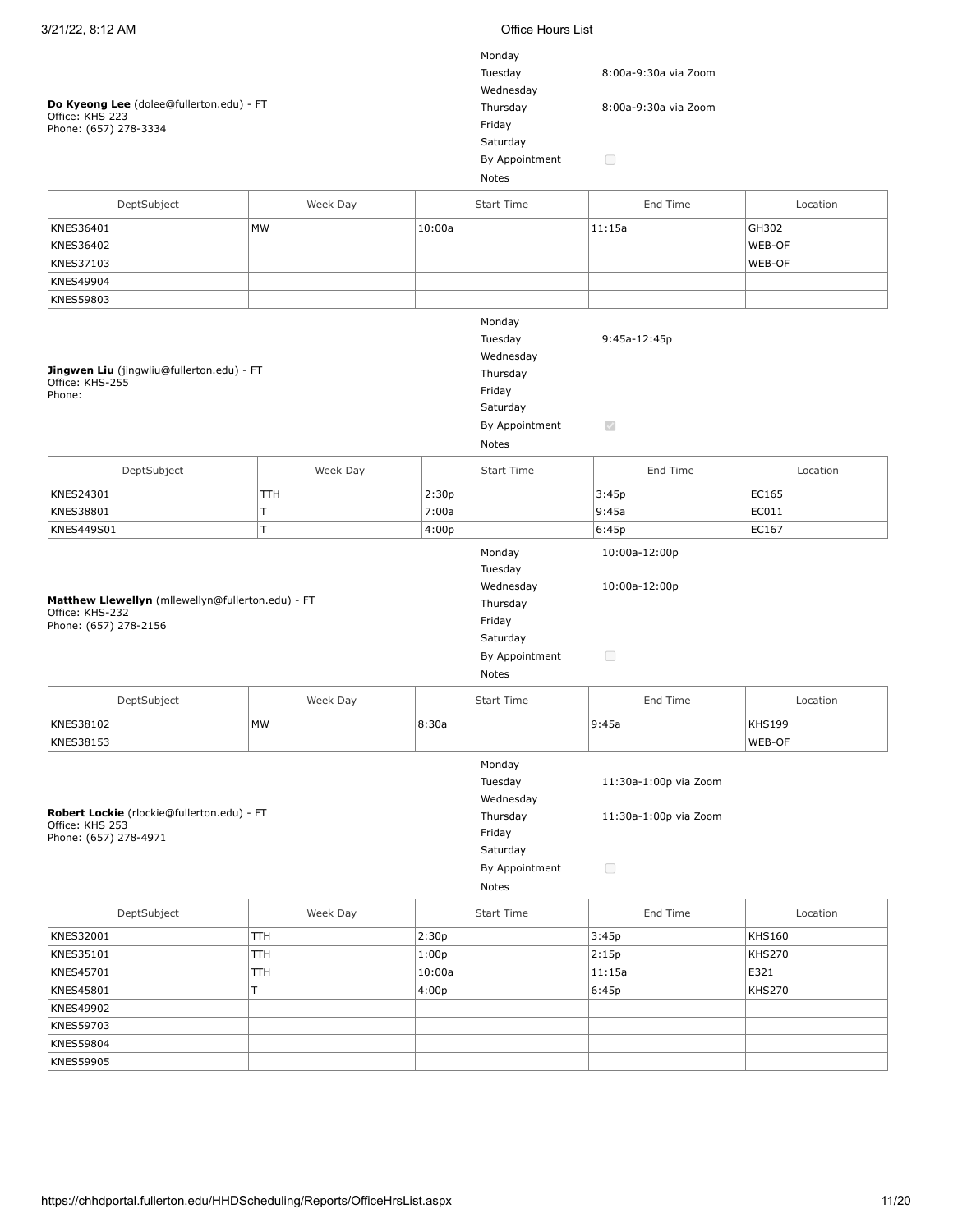**Do Kyeong Lee** (dolee@fullerton.edu) - FT
Office: KHS 223
Phone: (657) 278-3334

| Day | Hours |
|---|---|
| Monday | |
| Tuesday | 8:00a-9:30a via Zoom |
| Wednesday | |
| Thursday | 8:00a-9:30a via Zoom |
| Friday | |
| Saturday | |
| By Appointment | ☐ |
| Notes | |

| DeptSubject | Week Day | Start Time | End Time | Location |
|---|---|---|---|---|
| KNES36401 | MW | 10:00a | 11:15a | GH302 |
| KNES36402 | | | | WEB-OF |
| KNES37103 | | | | WEB-OF |
| KNES49904 | | | | |
| KNES59803 | | | | |

**Jingwen Liu** (jingwliu@fullerton.edu) - FT
Office: KHS-255
Phone:

| Day | Hours |
|---|---|
| Monday | |
| Tuesday | 9:45a-12:45p |
| Wednesday | |
| Thursday | |
| Friday | |
| Saturday | |
| By Appointment | ☑ |
| Notes | |

| DeptSubject | Week Day | Start Time | End Time | Location |
|---|---|---|---|---|
| KNES24301 | TTH | 2:30p | 3:45p | EC165 |
| KNES38801 | T | 7:00a | 9:45a | EC011 |
| KNES449S01 | T | 4:00p | 6:45p | EC167 |

**Matthew Llewellyn** (mllewellyn@fullerton.edu) - FT
Office: KHS-232
Phone: (657) 278-2156

| Day | Hours |
|---|---|
| Monday | 10:00a-12:00p |
| Tuesday | |
| Wednesday | 10:00a-12:00p |
| Thursday | |
| Friday | |
| Saturday | |
| By Appointment | ☐ |
| Notes | |

| DeptSubject | Week Day | Start Time | End Time | Location |
|---|---|---|---|---|
| KNES38102 | MW | 8:30a | 9:45a | KHS199 |
| KNES38153 | | | | WEB-OF |

**Robert Lockie** (rlockie@fullerton.edu) - FT
Office: KHS 253
Phone: (657) 278-4971

| Day | Hours |
|---|---|
| Monday | |
| Tuesday | 11:30a-1:00p via Zoom |
| Wednesday | |
| Thursday | 11:30a-1:00p via Zoom |
| Friday | |
| Saturday | |
| By Appointment | ☐ |
| Notes | |

| DeptSubject | Week Day | Start Time | End Time | Location |
|---|---|---|---|---|
| KNES32001 | TTH | 2:30p | 3:45p | KHS160 |
| KNES35101 | TTH | 1:00p | 2:15p | KHS270 |
| KNES45701 | TTH | 10:00a | 11:15a | E321 |
| KNES45801 | T | 4:00p | 6:45p | KHS270 |
| KNES49902 | | | | |
| KNES59703 | | | | |
| KNES59804 | | | | |
| KNES59905 | | | | |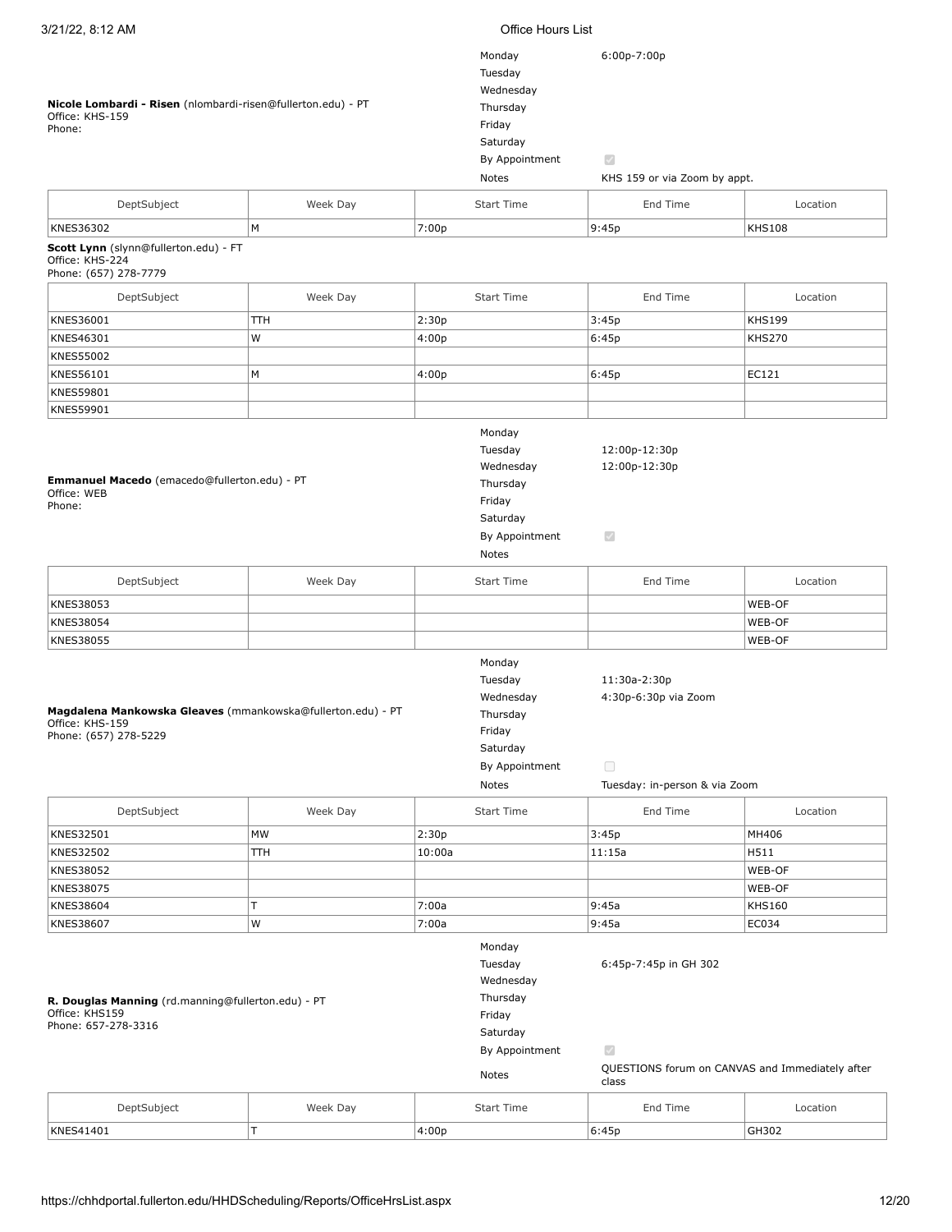**Nicole Lombardi - Risen** (nlombardi-risen@fullerton.edu) - PT
Office: KHS-159
Phone:

| | |
|---|---|
| Monday | 6:00p-7:00p |
| Tuesday | |
| Wednesday | |
| Thursday | |
| Friday | |
| Saturday | |
| By Appointment | ☑ |
| Notes | KHS 159 or via Zoom by appt. |

| DeptSubject | Week Day | Start Time | End Time | Location |
|---|---|---|---|---|
| KNES36302 | M | 7:00p | 9:45p | KHS108 |

**Scott Lynn** (slynn@fullerton.edu) - FT
Office: KHS-224
Phone: (657) 278-7779

| DeptSubject | Week Day | Start Time | End Time | Location |
|---|---|---|---|---|
| KNES36001 | TTH | 2:30p | 3:45p | KHS199 |
| KNES46301 | W | 4:00p | 6:45p | KHS270 |
| KNES55002 | | | | |
| KNES56101 | M | 4:00p | 6:45p | EC121 |
| KNES59801 | | | | |
| KNES59901 | | | | |

**Emmanuel Macedo** (emacedo@fullerton.edu) - PT
Office: WEB
Phone:

| | |
|---|---|
| Monday | |
| Tuesday | 12:00p-12:30p |
| Wednesday | 12:00p-12:30p |
| Thursday | |
| Friday | |
| Saturday | |
| By Appointment | ☑ |
| Notes | |

| DeptSubject | Week Day | Start Time | End Time | Location |
|---|---|---|---|---|
| KNES38053 | | | | WEB-OF |
| KNES38054 | | | | WEB-OF |
| KNES38055 | | | | WEB-OF |

**Magdalena Mankowska Gleaves** (mmankowska@fullerton.edu) - PT
Office: KHS-159
Phone: (657) 278-5229

| | |
|---|---|
| Monday | |
| Tuesday | 11:30a-2:30p |
| Wednesday | 4:30p-6:30p via Zoom |
| Thursday | |
| Friday | |
| Saturday | |
| By Appointment | ☐ |
| Notes | Tuesday: in-person & via Zoom |

| DeptSubject | Week Day | Start Time | End Time | Location |
|---|---|---|---|---|
| KNES32501 | MW | 2:30p | 3:45p | MH406 |
| KNES32502 | TTH | 10:00a | 11:15a | H511 |
| KNES38052 | | | | WEB-OF |
| KNES38075 | | | | WEB-OF |
| KNES38604 | T | 7:00a | 9:45a | KHS160 |
| KNES38607 | W | 7:00a | 9:45a | EC034 |

**R. Douglas Manning** (rd.manning@fullerton.edu) - PT
Office: KHS159
Phone: 657-278-3316

| | |
|---|---|
| Monday | |
| Tuesday | 6:45p-7:45p in GH 302 |
| Wednesday | |
| Thursday | |
| Friday | |
| Saturday | |
| By Appointment | ☑ |
| Notes | QUESTIONS forum on CANVAS and Immediately after class |

| DeptSubject | Week Day | Start Time | End Time | Location |
|---|---|---|---|---|
| KNES41401 | T | 4:00p | 6:45p | GH302 |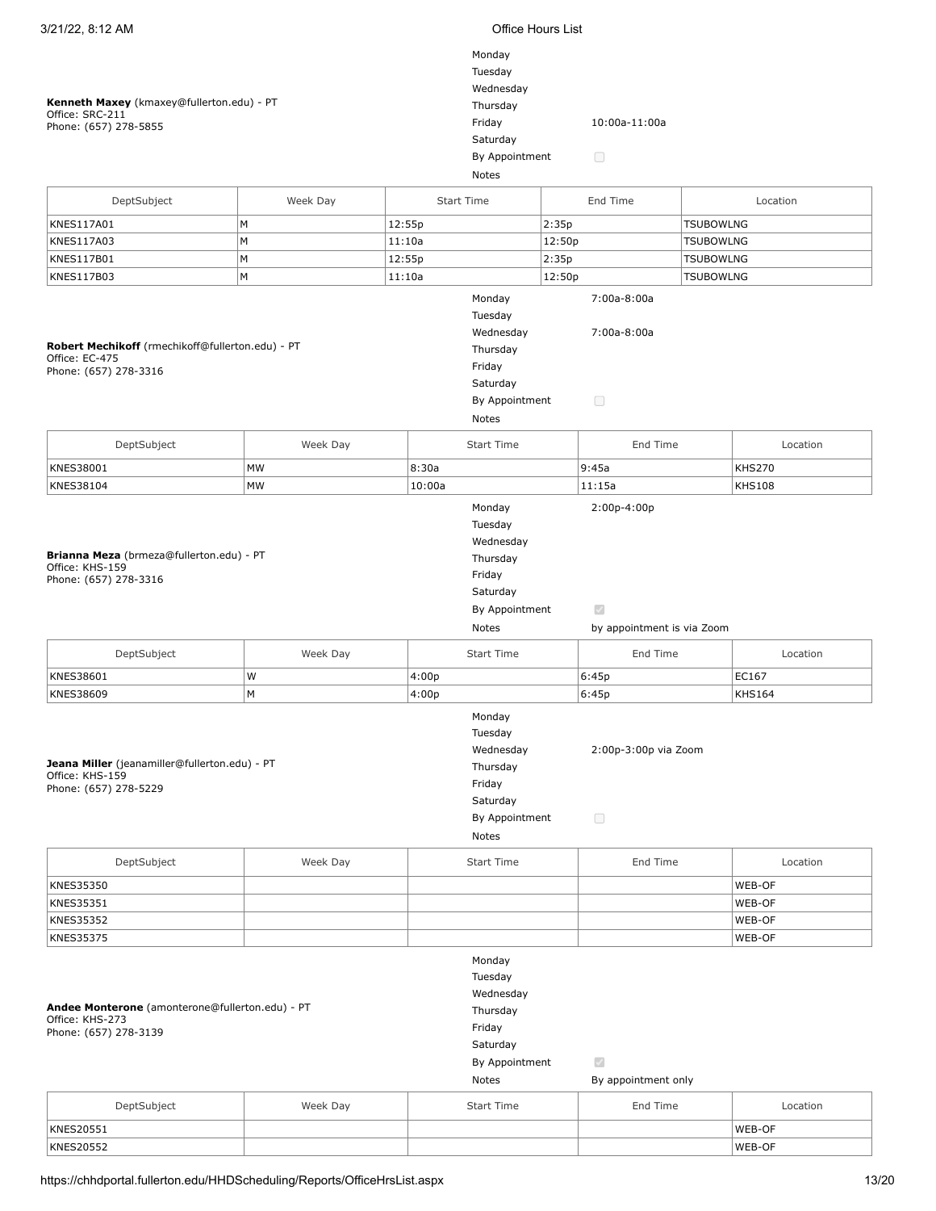**Kenneth Maxey** (kmaxey@fullerton.edu) - PT
Office: SRC-211
Phone: (657) 278-5855

| Day | Hours |
|---|---|
| Monday | |
| Tuesday | |
| Wednesday | |
| Thursday | |
| Friday | 10:00a-11:00a |
| Saturday | |
| By Appointment | ☐ |
| Notes | |

| DeptSubject | Week Day | Start Time | End Time | Location |
|---|---|---|---|---|
| KNES117A01 | M | 12:55p | 2:35p | TSUBOWLNG |
| KNES117A03 | M | 11:10a | 12:50p | TSUBOWLNG |
| KNES117B01 | M | 12:55p | 2:35p | TSUBOWLNG |
| KNES117B03 | M | 11:10a | 12:50p | TSUBOWLNG |

**Robert Mechikoff** (rmechikoff@fullerton.edu) - PT
Office: EC-475
Phone: (657) 278-3316

| Day | Hours |
|---|---|
| Monday | 7:00a-8:00a |
| Tuesday | |
| Wednesday | 7:00a-8:00a |
| Thursday | |
| Friday | |
| Saturday | |
| By Appointment | ☐ |
| Notes | |

| DeptSubject | Week Day | Start Time | End Time | Location |
|---|---|---|---|---|
| KNES38001 | MW | 8:30a | 9:45a | KHS270 |
| KNES38104 | MW | 10:00a | 11:15a | KHS108 |

**Brianna Meza** (brmeza@fullerton.edu) - PT
Office: KHS-159
Phone: (657) 278-3316

| Day | Hours |
|---|---|
| Monday | 2:00p-4:00p |
| Tuesday | |
| Wednesday | |
| Thursday | |
| Friday | |
| Saturday | |
| By Appointment | ☑ |
| Notes | by appointment is via Zoom |

| DeptSubject | Week Day | Start Time | End Time | Location |
|---|---|---|---|---|
| KNES38601 | W | 4:00p | 6:45p | EC167 |
| KNES38609 | M | 4:00p | 6:45p | KHS164 |

**Jeana Miller** (jeanamiller@fullerton.edu) - PT
Office: KHS-159
Phone: (657) 278-5229

| Day | Hours |
|---|---|
| Monday | |
| Tuesday | |
| Wednesday | 2:00p-3:00p via Zoom |
| Thursday | |
| Friday | |
| Saturday | |
| By Appointment | ☐ |
| Notes | |

| DeptSubject | Week Day | Start Time | End Time | Location |
|---|---|---|---|---|
| KNES35350 | | | | WEB-OF |
| KNES35351 | | | | WEB-OF |
| KNES35352 | | | | WEB-OF |
| KNES35375 | | | | WEB-OF |

**Andee Monterone** (amonterone@fullerton.edu) - PT
Office: KHS-273
Phone: (657) 278-3139

| Day | Hours |
|---|---|
| Monday | |
| Tuesday | |
| Wednesday | |
| Thursday | |
| Friday | |
| Saturday | |
| By Appointment | ☑ |
| Notes | By appointment only |

| DeptSubject | Week Day | Start Time | End Time | Location |
|---|---|---|---|---|
| KNES20551 | | | | WEB-OF |
| KNES20552 | | | | WEB-OF |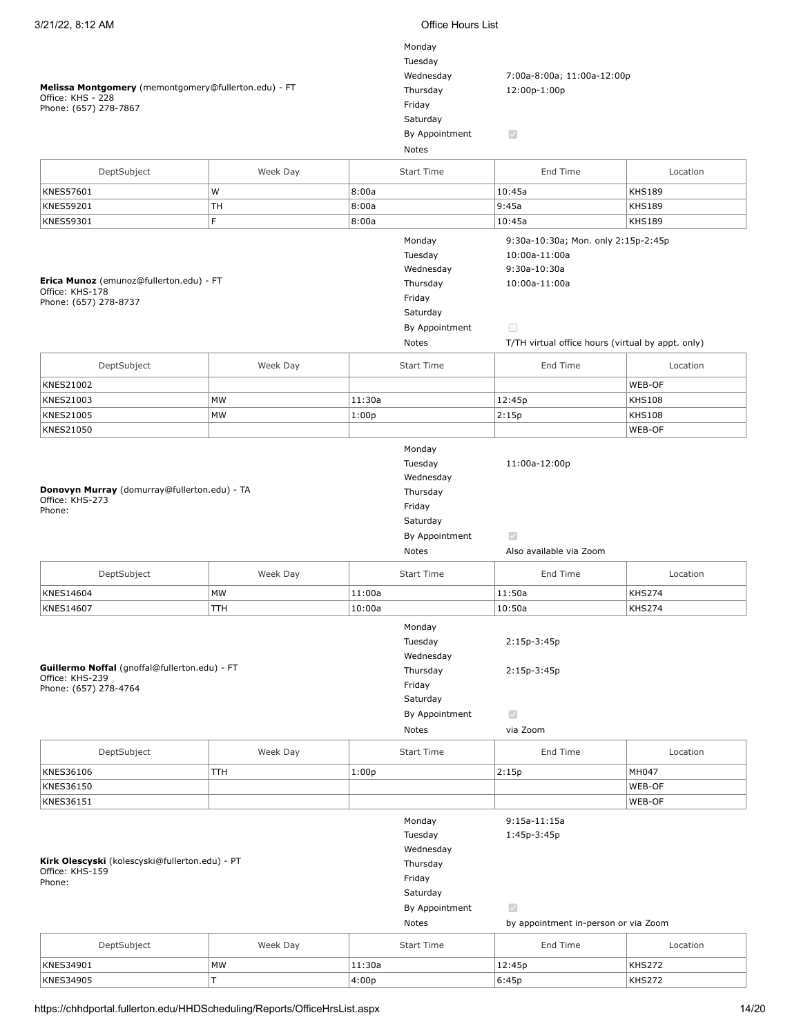**Melissa Montgomery** (memontgomery@fullerton.edu) - FT
Office: KHS - 228
Phone: (657) 278-7867

| | |
|---|---|
| Monday | |
| Tuesday | |
| Wednesday | 7:00a-8:00a; 11:00a-12:00p |
| Thursday | 12:00p-1:00p |
| Friday | |
| Saturday | |
| By Appointment | ☑ |
| Notes | |

| DeptSubject | Week Day | Start Time | End Time | Location |
|---|---|---|---|---|
| KNES57601 | W | 8:00a | 10:45a | KHS189 |
| KNES59201 | TH | 8:00a | 9:45a | KHS189 |
| KNES59301 | F | 8:00a | 10:45a | KHS189 |

**Erica Munoz** (emunoz@fullerton.edu) - FT
Office: KHS-178
Phone: (657) 278-8737

| | |
|---|---|
| Monday | 9:30a-10:30a; Mon. only 2:15p-2:45p |
| Tuesday | 10:00a-11:00a |
| Wednesday | 9:30a-10:30a |
| Thursday | 10:00a-11:00a |
| Friday | |
| Saturday | |
| By Appointment | ☐ |
| Notes | T/TH virtual office hours (virtual by appt. only) |

| DeptSubject | Week Day | Start Time | End Time | Location |
|---|---|---|---|---|
| KNES21002 | | | | WEB-OF |
| KNES21003 | MW | 11:30a | 12:45p | KHS108 |
| KNES21005 | MW | 1:00p | 2:15p | KHS108 |
| KNES21050 | | | | WEB-OF |

**Donovyn Murray** (domurray@fullerton.edu) - TA
Office: KHS-273
Phone:

| | |
|---|---|
| Monday | |
| Tuesday | 11:00a-12:00p |
| Wednesday | |
| Thursday | |
| Friday | |
| Saturday | |
| By Appointment | ☑ |
| Notes | Also available via Zoom |

| DeptSubject | Week Day | Start Time | End Time | Location |
|---|---|---|---|---|
| KNES14604 | MW | 11:00a | 11:50a | KHS274 |
| KNES14607 | TTH | 10:00a | 10:50a | KHS274 |

**Guillermo Noffal** (gnoffal@fullerton.edu) - FT
Office: KHS-239
Phone: (657) 278-4764

| | |
|---|---|
| Monday | |
| Tuesday | 2:15p-3:45p |
| Wednesday | |
| Thursday | 2:15p-3:45p |
| Friday | |
| Saturday | |
| By Appointment | ☑ |
| Notes | via Zoom |

| DeptSubject | Week Day | Start Time | End Time | Location |
|---|---|---|---|---|
| KNES36106 | TTH | 1:00p | 2:15p | MH047 |
| KNES36150 | | | | WEB-OF |
| KNES36151 | | | | WEB-OF |

**Kirk Olescyski** (kolescyski@fullerton.edu) - PT
Office: KHS-159
Phone:

| | |
|---|---|
| Monday | 9:15a-11:15a |
| Tuesday | 1:45p-3:45p |
| Wednesday | |
| Thursday | |
| Friday | |
| Saturday | |
| By Appointment | ☑ |
| Notes | by appointment in-person or via Zoom |

| DeptSubject | Week Day | Start Time | End Time | Location |
|---|---|---|---|---|
| KNES34901 | MW | 11:30a | 12:45p | KHS272 |
| KNES34905 | T | 4:00p | 6:45p | KHS272 |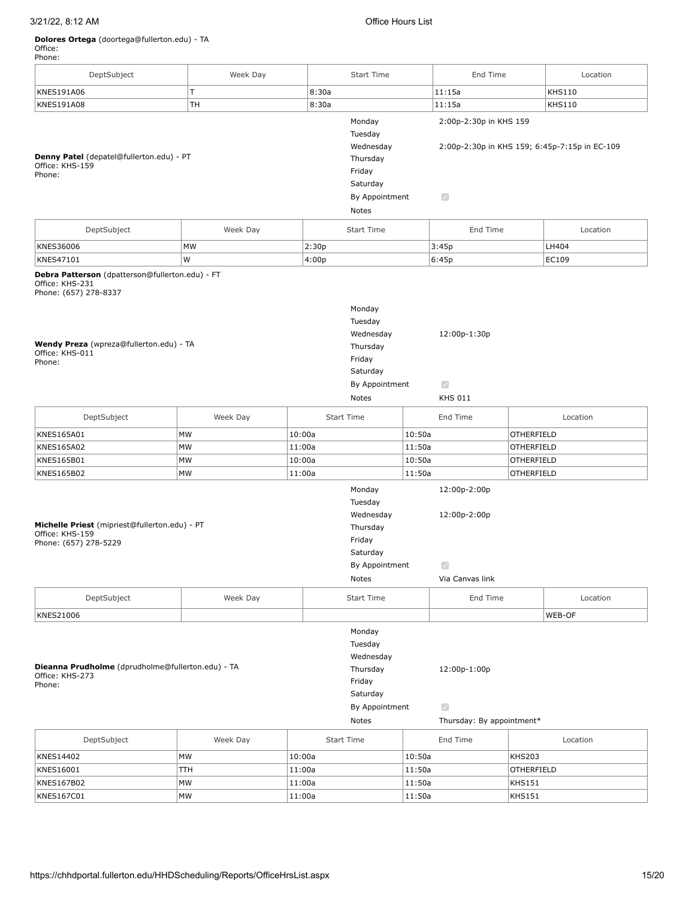**Dolores Ortega** (doortega@fullerton.edu) - TA
Office:
Phone:

| DeptSubject | Week Day | Start Time | End Time | Location |
|---|---|---|---|---|
| KNES191A06 | T | 8:30a | 11:15a | KHS110 |
| KNES191A08 | TH | 8:30a | 11:15a | KHS110 |

**Denny Patel** (depatel@fullerton.edu) - PT
Office: KHS-159
Phone:

| | |
|---|---|
| Monday | 2:00p-2:30p in KHS 159 |
| Tuesday | |
| Wednesday | 2:00p-2:30p in KHS 159; 6:45p-7:15p in EC-109 |
| Thursday | |
| Friday | |
| Saturday | |
| By Appointment | ☑ |
| Notes | |

| DeptSubject | Week Day | Start Time | End Time | Location |
|---|---|---|---|---|
| KNES36006 | MW | 2:30p | 3:45p | LH404 |
| KNES47101 | W | 4:00p | 6:45p | EC109 |

**Debra Patterson** (dpatterson@fullerton.edu) - FT
Office: KHS-231
Phone: (657) 278-8337

**Wendy Preza** (wpreza@fullerton.edu) - TA
Office: KHS-011
Phone:

| | |
|---|---|
| Monday | |
| Tuesday | |
| Wednesday | 12:00p-1:30p |
| Thursday | |
| Friday | |
| Saturday | |
| By Appointment | ☑ |
| Notes | KHS 011 |

| DeptSubject | Week Day | Start Time | End Time | Location |
|---|---|---|---|---|
| KNES165A01 | MW | 10:00a | 10:50a | OTHERFIELD |
| KNES165A02 | MW | 11:00a | 11:50a | OTHERFIELD |
| KNES165B01 | MW | 10:00a | 10:50a | OTHERFIELD |
| KNES165B02 | MW | 11:00a | 11:50a | OTHERFIELD |

**Michelle Priest** (mipriest@fullerton.edu) - PT
Office: KHS-159
Phone: (657) 278-5229

| | |
|---|---|
| Monday | 12:00p-2:00p |
| Tuesday | |
| Wednesday | 12:00p-2:00p |
| Thursday | |
| Friday | |
| Saturday | |
| By Appointment | ☑ |
| Notes | Via Canvas link |

| DeptSubject | Week Day | Start Time | End Time | Location |
|---|---|---|---|---|
| KNES21006 | | | | WEB-OF |

**Dieanna Prudholme** (dprudholme@fullerton.edu) - TA
Office: KHS-273
Phone:

| | |
|---|---|
| Monday | |
| Tuesday | |
| Wednesday | |
| Thursday | 12:00p-1:00p |
| Friday | |
| Saturday | |
| By Appointment | ☑ |
| Notes | Thursday: By appointment* |

| DeptSubject | Week Day | Start Time | End Time | Location |
|---|---|---|---|---|
| KNES14402 | MW | 10:00a | 10:50a | KHS203 |
| KNES16001 | TTH | 11:00a | 11:50a | OTHERFIELD |
| KNES167B02 | MW | 11:00a | 11:50a | KHS151 |
| KNES167C01 | MW | 11:00a | 11:50a | KHS151 |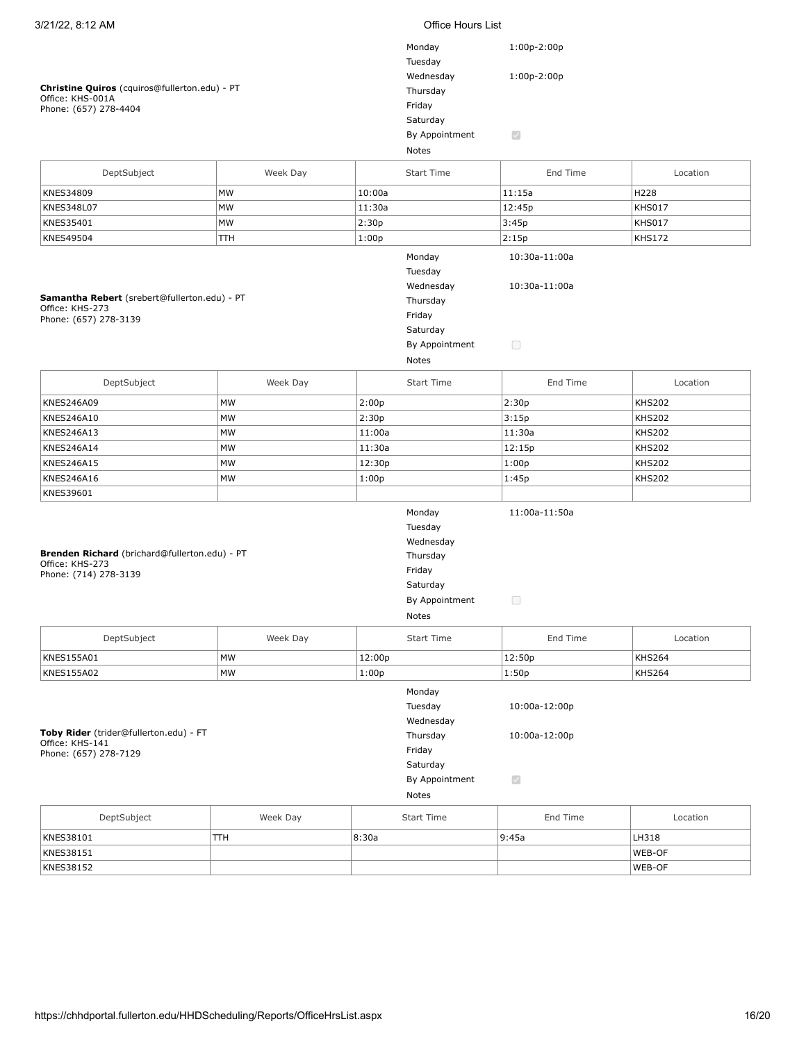**Christine Quiros** (cquiros@fullerton.edu) - PT
Office: KHS-001A
Phone: (657) 278-4404

| | |
|---|---|
| Monday | 1:00p-2:00p |
| Tuesday | |
| Wednesday | 1:00p-2:00p |
| Thursday | |
| Friday | |
| Saturday | |
| By Appointment | ☑ |
| Notes | |

| DeptSubject | Week Day | Start Time | End Time | Location |
|---|---|---|---|---|
| KNES34809 | MW | 10:00a | 11:15a | H228 |
| KNES348L07 | MW | 11:30a | 12:45p | KHS017 |
| KNES35401 | MW | 2:30p | 3:45p | KHS017 |
| KNES49504 | TTH | 1:00p | 2:15p | KHS172 |

**Samantha Rebert** (srebert@fullerton.edu) - PT
Office: KHS-273
Phone: (657) 278-3139

| | |
|---|---|
| Monday | 10:30a-11:00a |
| Tuesday | |
| Wednesday | 10:30a-11:00a |
| Thursday | |
| Friday | |
| Saturday | |
| By Appointment | ☐ |
| Notes | |

| DeptSubject | Week Day | Start Time | End Time | Location |
|---|---|---|---|---|
| KNES246A09 | MW | 2:00p | 2:30p | KHS202 |
| KNES246A10 | MW | 2:30p | 3:15p | KHS202 |
| KNES246A13 | MW | 11:00a | 11:30a | KHS202 |
| KNES246A14 | MW | 11:30a | 12:15p | KHS202 |
| KNES246A15 | MW | 12:30p | 1:00p | KHS202 |
| KNES246A16 | MW | 1:00p | 1:45p | KHS202 |
| KNES39601 | | | | |

**Brenden Richard** (brichard@fullerton.edu) - PT
Office: KHS-273
Phone: (714) 278-3139

| | |
|---|---|
| Monday | 11:00a-11:50a |
| Tuesday | |
| Wednesday | |
| Thursday | |
| Friday | |
| Saturday | |
| By Appointment | ☐ |
| Notes | |

| DeptSubject | Week Day | Start Time | End Time | Location |
|---|---|---|---|---|
| KNES155A01 | MW | 12:00p | 12:50p | KHS264 |
| KNES155A02 | MW | 1:00p | 1:50p | KHS264 |

**Toby Rider** (trider@fullerton.edu) - FT
Office: KHS-141
Phone: (657) 278-7129

| | |
|---|---|
| Monday | |
| Tuesday | 10:00a-12:00p |
| Wednesday | |
| Thursday | 10:00a-12:00p |
| Friday | |
| Saturday | |
| By Appointment | ☑ |
| Notes | |

| DeptSubject | Week Day | Start Time | End Time | Location |
|---|---|---|---|---|
| KNES38101 | TTH | 8:30a | 9:45a | LH318 |
| KNES38151 | | | | WEB-OF |
| KNES38152 | | | | WEB-OF |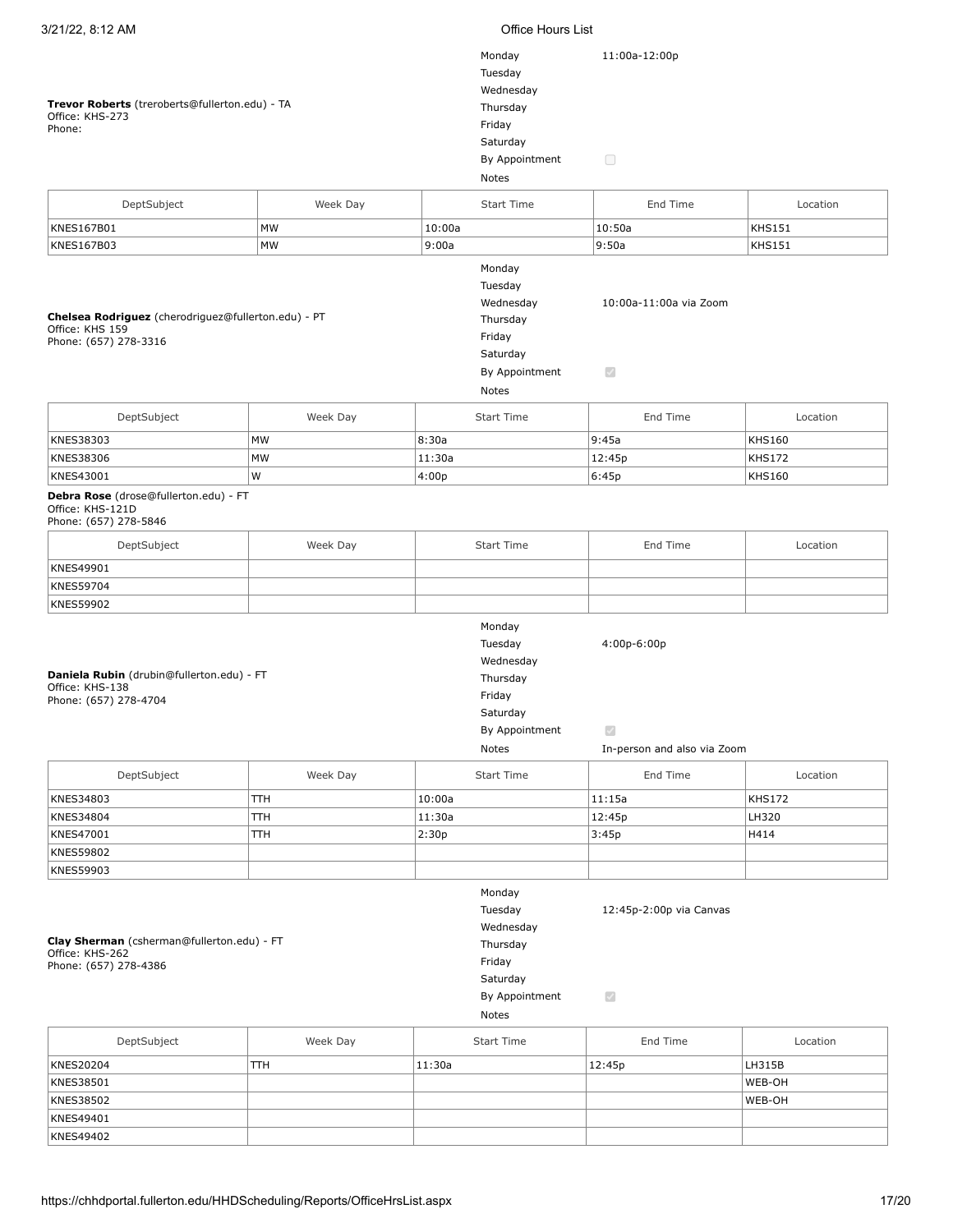**Trevor Roberts** (treroberts@fullerton.edu) - TA
Office: KHS-273
Phone:

| | |
|---|---|
| Monday | 11:00a-12:00p |
| Tuesday | |
| Wednesday | |
| Thursday | |
| Friday | |
| Saturday | |
| By Appointment | ☐ |
| Notes | |

| DeptSubject | Week Day | Start Time | End Time | Location |
|---|---|---|---|---|
| KNES167B01 | MW | 10:00a | 10:50a | KHS151 |
| KNES167B03 | MW | 9:00a | 9:50a | KHS151 |

**Chelsea Rodriguez** (cherodriguez@fullerton.edu) - PT
Office: KHS 159
Phone: (657) 278-3316

| | |
|---|---|
| Monday | |
| Tuesday | |
| Wednesday | 10:00a-11:00a via Zoom |
| Thursday | |
| Friday | |
| Saturday | |
| By Appointment | ☑ |
| Notes | |

| DeptSubject | Week Day | Start Time | End Time | Location |
|---|---|---|---|---|
| KNES38303 | MW | 8:30a | 9:45a | KHS160 |
| KNES38306 | MW | 11:30a | 12:45p | KHS172 |
| KNES43001 | W | 4:00p | 6:45p | KHS160 |

**Debra Rose** (drose@fullerton.edu) - FT
Office: KHS-121D
Phone: (657) 278-5846

| DeptSubject | Week Day | Start Time | End Time | Location |
|---|---|---|---|---|
| KNES49901 | | | | |
| KNES59704 | | | | |
| KNES59902 | | | | |

**Daniela Rubin** (drubin@fullerton.edu) - FT
Office: KHS-138
Phone: (657) 278-4704

| | |
|---|---|
| Monday | |
| Tuesday | 4:00p-6:00p |
| Wednesday | |
| Thursday | |
| Friday | |
| Saturday | |
| By Appointment | ☑ |
| Notes | In-person and also via Zoom |

| DeptSubject | Week Day | Start Time | End Time | Location |
|---|---|---|---|---|
| KNES34803 | TTH | 10:00a | 11:15a | KHS172 |
| KNES34804 | TTH | 11:30a | 12:45p | LH320 |
| KNES47001 | TTH | 2:30p | 3:45p | H414 |
| KNES59802 | | | | |
| KNES59903 | | | | |

**Clay Sherman** (csherman@fullerton.edu) - FT
Office: KHS-262
Phone: (657) 278-4386

| | |
|---|---|
| Monday | |
| Tuesday | 12:45p-2:00p via Canvas |
| Wednesday | |
| Thursday | |
| Friday | |
| Saturday | |
| By Appointment | ☑ |
| Notes | |

| DeptSubject | Week Day | Start Time | End Time | Location |
|---|---|---|---|---|
| KNES20204 | TTH | 11:30a | 12:45p | LH315B |
| KNES38501 | | | | WEB-OH |
| KNES38502 | | | | WEB-OH |
| KNES49401 | | | | |
| KNES49402 | | | | |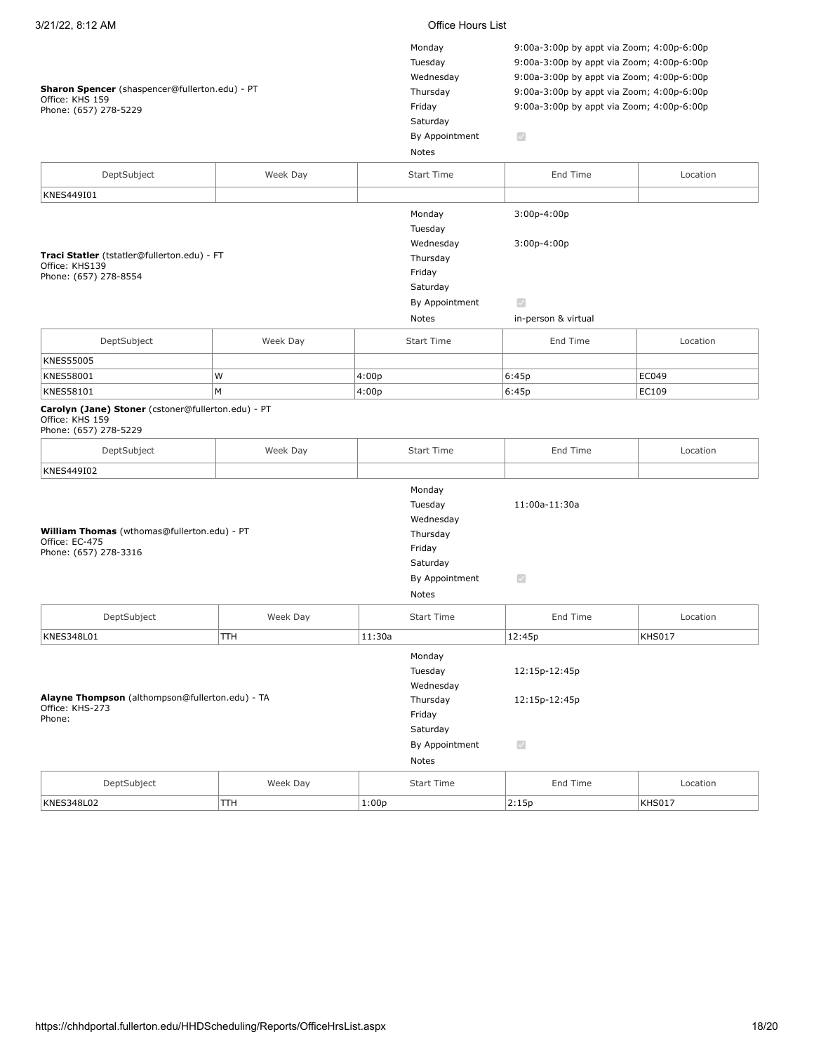**Sharon Spencer** (shaspencer@fullerton.edu) - PT
Office: KHS 159
Phone: (657) 278-5229

| | |
|---|---|
| Monday | 9:00a-3:00p by appt via Zoom; 4:00p-6:00p |
| Tuesday | 9:00a-3:00p by appt via Zoom; 4:00p-6:00p |
| Wednesday | 9:00a-3:00p by appt via Zoom; 4:00p-6:00p |
| Thursday | 9:00a-3:00p by appt via Zoom; 4:00p-6:00p |
| Friday | 9:00a-3:00p by appt via Zoom; 4:00p-6:00p |
| Saturday | |
| By Appointment | ✓ |
| Notes | |

| DeptSubject | Week Day | Start Time | End Time | Location |
|---|---|---|---|---|
| KNES449I01 | | | | |

**Traci Statler** (tstatler@fullerton.edu) - FT
Office: KHS139
Phone: (657) 278-8554

| | |
|---|---|
| Monday | 3:00p-4:00p |
| Tuesday | |
| Wednesday | 3:00p-4:00p |
| Thursday | |
| Friday | |
| Saturday | |
| By Appointment | ✓ |
| Notes | in-person & virtual |

| DeptSubject | Week Day | Start Time | End Time | Location |
|---|---|---|---|---|
| KNES55005 | | | | |
| KNES58001 | W | 4:00p | 6:45p | EC049 |
| KNES58101 | M | 4:00p | 6:45p | EC109 |

**Carolyn (Jane) Stoner** (cstoner@fullerton.edu) - PT
Office: KHS 159
Phone: (657) 278-5229

| DeptSubject | Week Day | Start Time | End Time | Location |
|---|---|---|---|---|
| KNES449I02 | | | | |

**William Thomas** (wthomas@fullerton.edu) - PT
Office: EC-475
Phone: (657) 278-3316

| | |
|---|---|
| Monday | |
| Tuesday | 11:00a-11:30a |
| Wednesday | |
| Thursday | |
| Friday | |
| Saturday | |
| By Appointment | ✓ |
| Notes | |

| DeptSubject | Week Day | Start Time | End Time | Location |
|---|---|---|---|---|
| KNES348L01 | TTH | 11:30a | 12:45p | KHS017 |

**Alayne Thompson** (althompson@fullerton.edu) - TA
Office: KHS-273
Phone:

| | |
|---|---|
| Monday | |
| Tuesday | 12:15p-12:45p |
| Wednesday | |
| Thursday | 12:15p-12:45p |
| Friday | |
| Saturday | |
| By Appointment | ✓ |
| Notes | |

| DeptSubject | Week Day | Start Time | End Time | Location |
|---|---|---|---|---|
| KNES348L02 | TTH | 1:00p | 2:15p | KHS017 |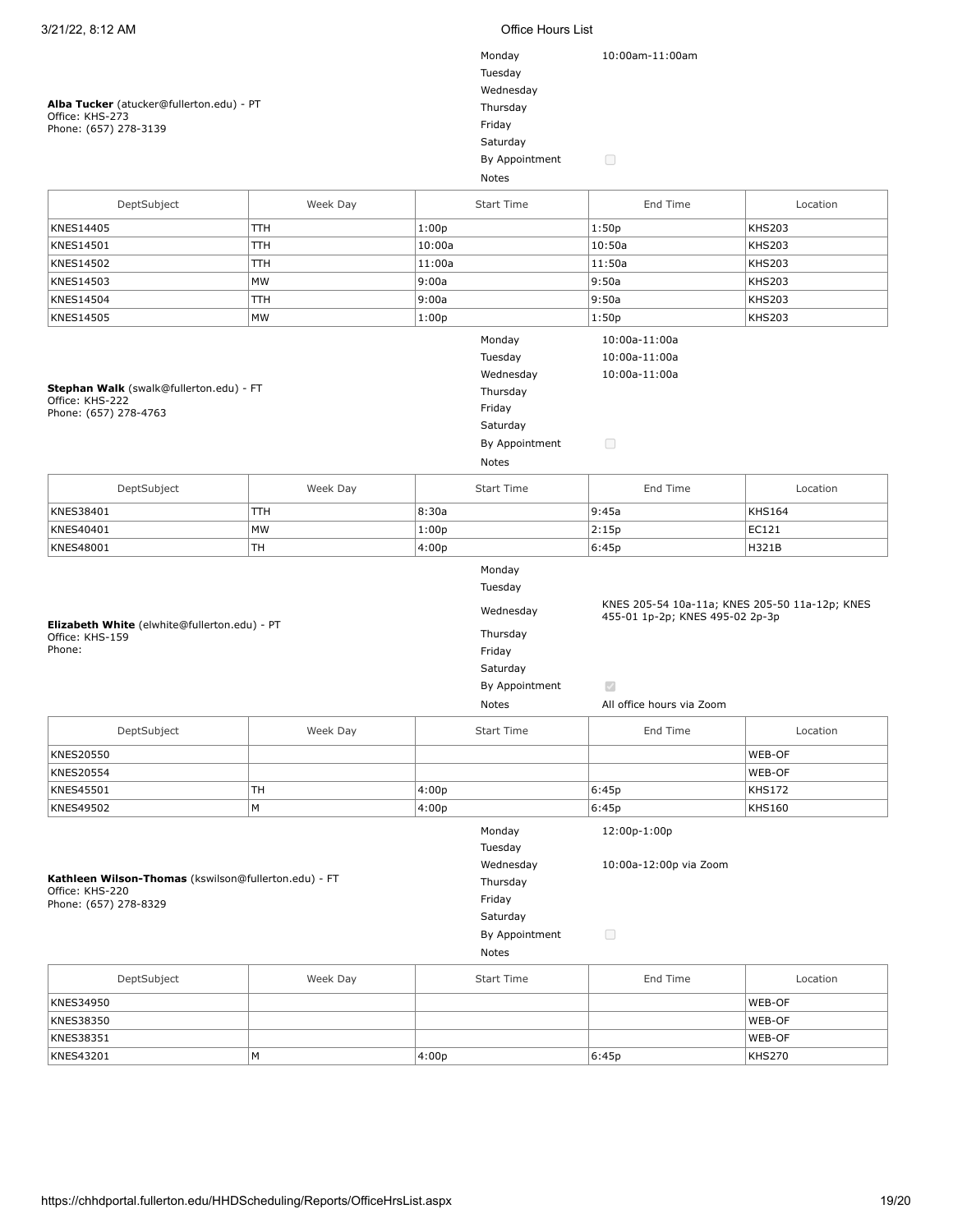**Alba Tucker** (atucker@fullerton.edu) - PT
Office: KHS-273
Phone: (657) 278-3139

| | |
|---|---|
| Monday | 10:00am-11:00am |
| Tuesday | |
| Wednesday | |
| Thursday | |
| Friday | |
| Saturday | |
| By Appointment | ☐ |
| Notes | |

| DeptSubject | Week Day | Start Time | End Time | Location |
|---|---|---|---|---|
| KNES14405 | TTH | 1:00p | 1:50p | KHS203 |
| KNES14501 | TTH | 10:00a | 10:50a | KHS203 |
| KNES14502 | TTH | 11:00a | 11:50a | KHS203 |
| KNES14503 | MW | 9:00a | 9:50a | KHS203 |
| KNES14504 | TTH | 9:00a | 9:50a | KHS203 |
| KNES14505 | MW | 1:00p | 1:50p | KHS203 |

**Stephan Walk** (swalk@fullerton.edu) - FT
Office: KHS-222
Phone: (657) 278-4763

| | |
|---|---|
| Monday | 10:00a-11:00a |
| Tuesday | 10:00a-11:00a |
| Wednesday | 10:00a-11:00a |
| Thursday | |
| Friday | |
| Saturday | |
| By Appointment | ☐ |
| Notes | |

| DeptSubject | Week Day | Start Time | End Time | Location |
|---|---|---|---|---|
| KNES38401 | TTH | 8:30a | 9:45a | KHS164 |
| KNES40401 | MW | 1:00p | 2:15p | EC121 |
| KNES48001 | TH | 4:00p | 6:45p | H321B |

**Elizabeth White** (elwhite@fullerton.edu) - PT
Office: KHS-159
Phone:

| | |
|---|---|
| Monday | |
| Tuesday | |
| Wednesday | KNES 205-54 10a-11a; KNES 205-50 11a-12p; KNES 455-01 1p-2p; KNES 495-02 2p-3p |
| Thursday | |
| Friday | |
| Saturday | |
| By Appointment | ☑ |
| Notes | All office hours via Zoom |

| DeptSubject | Week Day | Start Time | End Time | Location |
|---|---|---|---|---|
| KNES20550 | | | | WEB-OF |
| KNES20554 | | | | WEB-OF |
| KNES45501 | TH | 4:00p | 6:45p | KHS172 |
| KNES49502 | M | 4:00p | 6:45p | KHS160 |

**Kathleen Wilson-Thomas** (kswilson@fullerton.edu) - FT
Office: KHS-220
Phone: (657) 278-8329

| | |
|---|---|
| Monday | 12:00p-1:00p |
| Tuesday | |
| Wednesday | 10:00a-12:00p via Zoom |
| Thursday | |
| Friday | |
| Saturday | |
| By Appointment | ☐ |
| Notes | |

| DeptSubject | Week Day | Start Time | End Time | Location |
|---|---|---|---|---|
| KNES34950 | | | | WEB-OF |
| KNES38350 | | | | WEB-OF |
| KNES38351 | | | | WEB-OF |
| KNES43201 | M | 4:00p | 6:45p | KHS270 |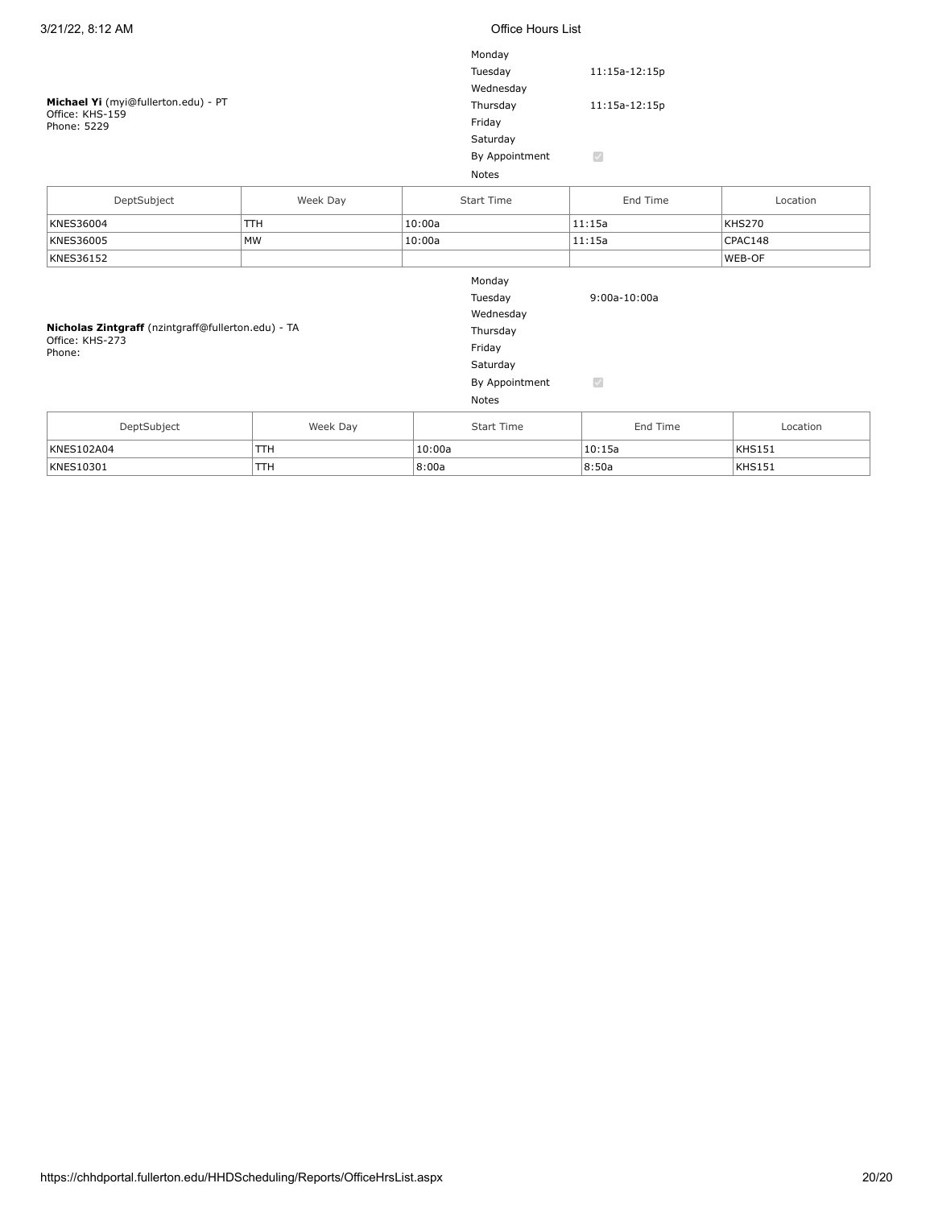**Michael Yi** (myi@fullerton.edu) - PT
Office: KHS-159
Phone: 5229

| | |
|---|---|
| Monday | |
| Tuesday | 11:15a-12:15p |
| Wednesday | |
| Thursday | 11:15a-12:15p |
| Friday | |
| Saturday | |
| By Appointment | ☑ |
| Notes | |

| DeptSubject | Week Day | Start Time | End Time | Location |
|---|---|---|---|---|
| KNES36004 | TTH | 10:00a | 11:15a | KHS270 |
| KNES36005 | MW | 10:00a | 11:15a | CPAC148 |
| KNES36152 | | | | WEB-OF |

**Nicholas Zintgraff** (nzintgraff@fullerton.edu) - TA
Office: KHS-273
Phone:

| | |
|---|---|
| Monday | |
| Tuesday | 9:00a-10:00a |
| Wednesday | |
| Thursday | |
| Friday | |
| Saturday | |
| By Appointment | ☑ |
| Notes | |

| DeptSubject | Week Day | Start Time | End Time | Location |
|---|---|---|---|---|
| KNES102A04 | TTH | 10:00a | 10:15a | KHS151 |
| KNES10301 | TTH | 8:00a | 8:50a | KHS151 |